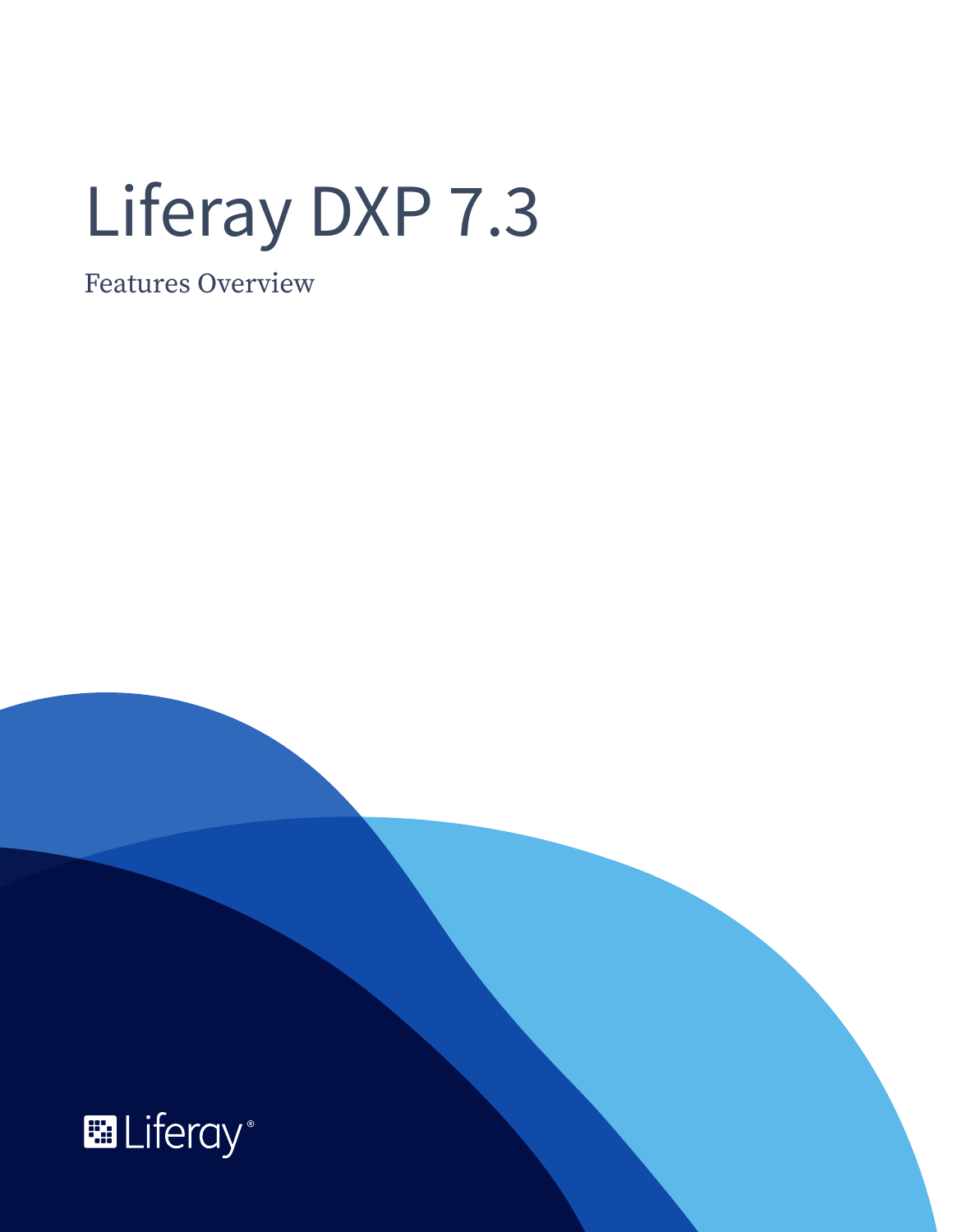# Liferay DXP 7.3

Features Overview

Liferay®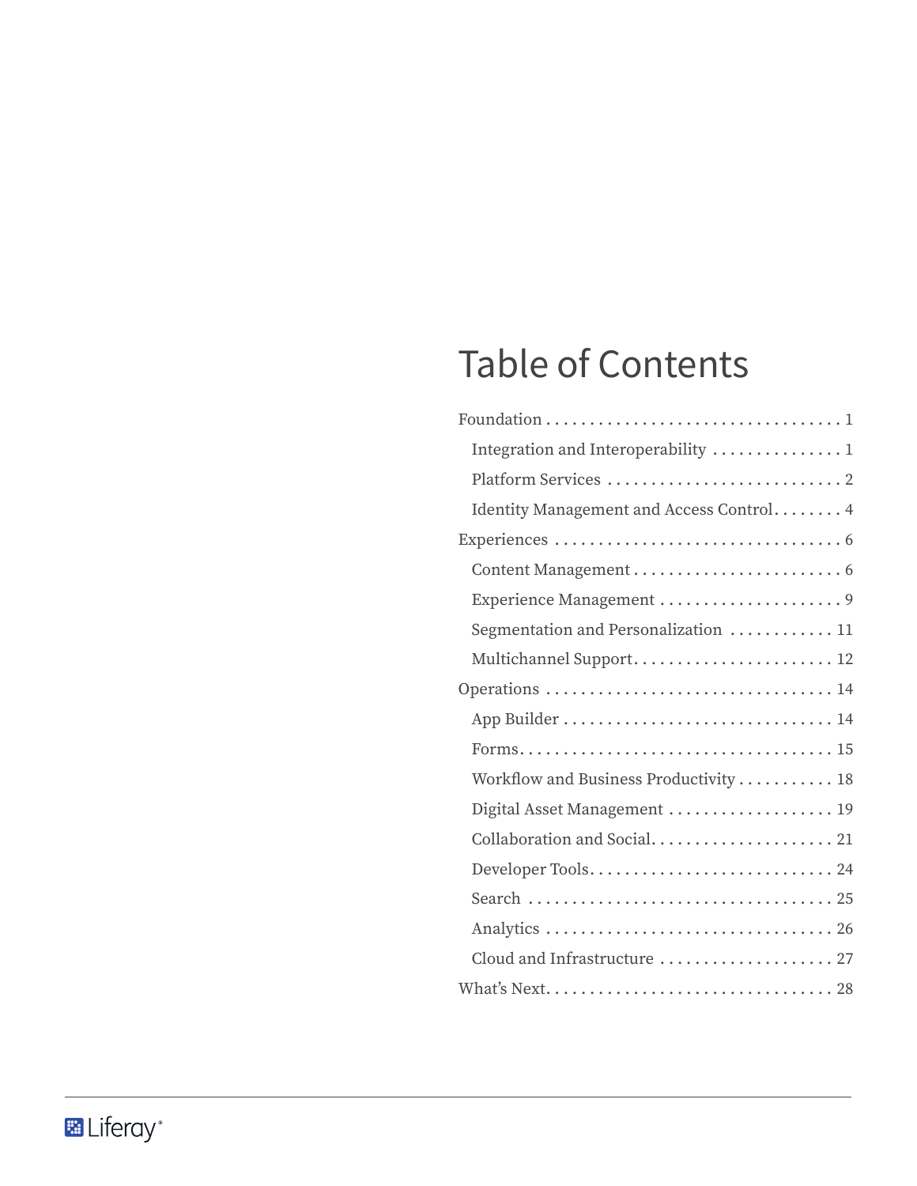# Table of Contents

- Foundation . . . . . . . . . . . . . . . . . . . . . . . . . . . . . . . . . . 1
  - Integration and Interoperability . . . . . . . . . . . . . . . 1
  - Platform Services . . . . . . . . . . . . . . . . . . . . . . . . . . . 2
  - Identity Management and Access Control. . . . . . . . 4
- Experiences . . . . . . . . . . . . . . . . . . . . . . . . . . . . . . . . 6
  - Content Management . . . . . . . . . . . . . . . . . . . . . . . . 6
  - Experience Management . . . . . . . . . . . . . . . . . . . . . 9
  - Segmentation and Personalization . . . . . . . . . . . . 11
  - Multichannel Support. . . . . . . . . . . . . . . . . . . . . . . 12
- Operations . . . . . . . . . . . . . . . . . . . . . . . . . . . . . . . . 14
  - App Builder . . . . . . . . . . . . . . . . . . . . . . . . . . . . . . . 14
  - Forms. . . . . . . . . . . . . . . . . . . . . . . . . . . . . . . . . . . 15
  - Workflow and Business Productivity . . . . . . . . . . . 18
  - Digital Asset Management . . . . . . . . . . . . . . . . . . . 19
  - Collaboration and Social. . . . . . . . . . . . . . . . . . . . . 21
  - Developer Tools. . . . . . . . . . . . . . . . . . . . . . . . . . . . 24
  - Search . . . . . . . . . . . . . . . . . . . . . . . . . . . . . . . . . . 25
  - Analytics . . . . . . . . . . . . . . . . . . . . . . . . . . . . . . . . 26
  - Cloud and Infrastructure . . . . . . . . . . . . . . . . . . . . 27
- What's Next. . . . . . . . . . . . . . . . . . . . . . . . . . . . . . . . 28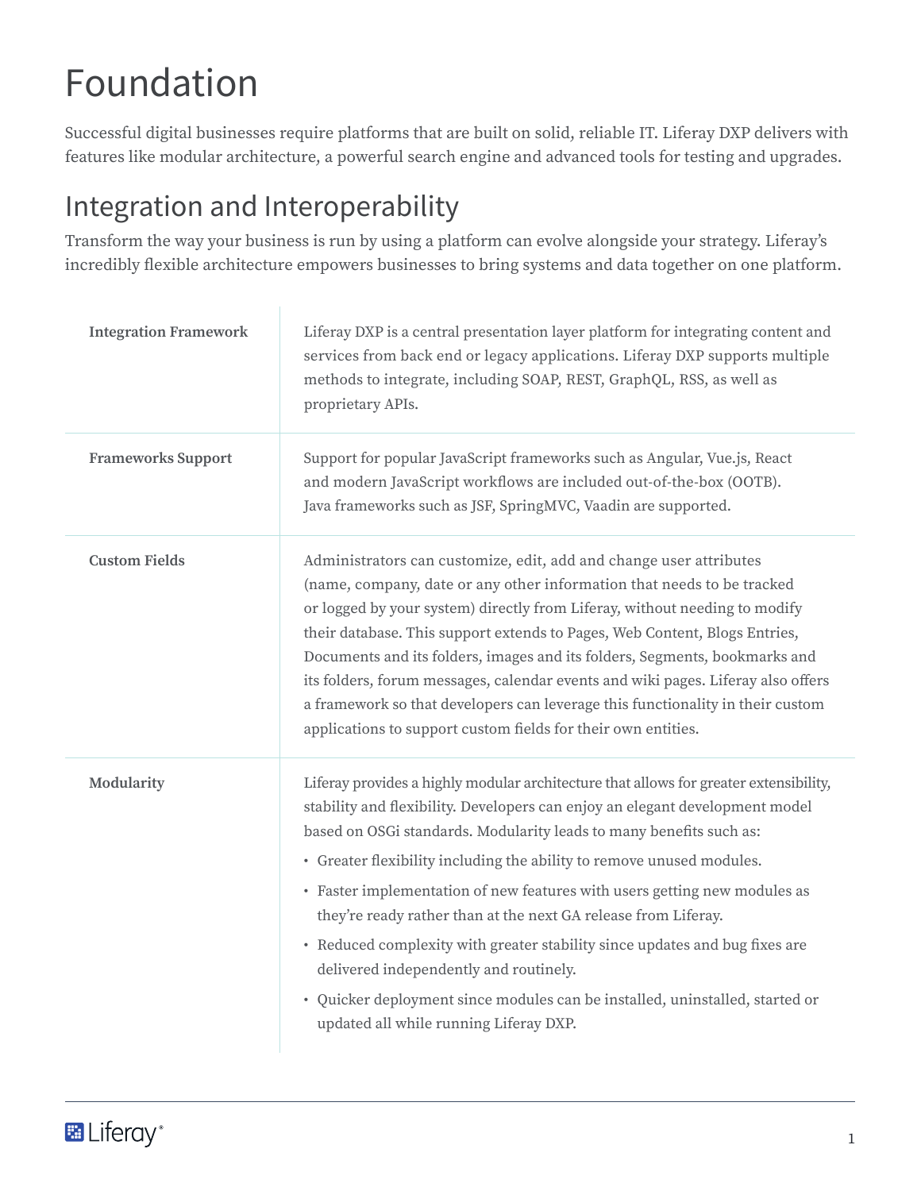# Foundation

Successful digital businesses require platforms that are built on solid, reliable IT. Liferay DXP delivers with features like modular architecture, a powerful search engine and advanced tools for testing and upgrades.

## Integration and Interoperability

Transform the way your business is run by using a platform can evolve alongside your strategy. Liferay's incredibly flexible architecture empowers businesses to bring systems and data together on one platform.

| | |
|---|---|
| **Integration Framework** | Liferay DXP is a central presentation layer platform for integrating content and services from back end or legacy applications. Liferay DXP supports multiple methods to integrate, including SOAP, REST, GraphQL, RSS, as well as proprietary APIs. |
| **Frameworks Support** | Support for popular JavaScript frameworks such as Angular, Vue.js, React and modern JavaScript workflows are included out-of-the-box (OOTB). Java frameworks such as JSF, SpringMVC, Vaadin are supported. |
| **Custom Fields** | Administrators can customize, edit, add and change user attributes (name, company, date or any other information that needs to be tracked or logged by your system) directly from Liferay, without needing to modify their database. This support extends to Pages, Web Content, Blogs Entries, Documents and its folders, images and its folders, Segments, bookmarks and its folders, forum messages, calendar events and wiki pages. Liferay also offers a framework so that developers can leverage this functionality in their custom applications to support custom fields for their own entities. |
| **Modularity** | Liferay provides a highly modular architecture that allows for greater extensibility, stability and flexibility. Developers can enjoy an elegant development model based on OSGi standards. Modularity leads to many benefits such as:<br>• Greater flexibility including the ability to remove unused modules.<br>• Faster implementation of new features with users getting new modules as they're ready rather than at the next GA release from Liferay.<br>• Reduced complexity with greater stability since updates and bug fixes are delivered independently and routinely.<br>• Quicker deployment since modules can be installed, uninstalled, started or updated all while running Liferay DXP. |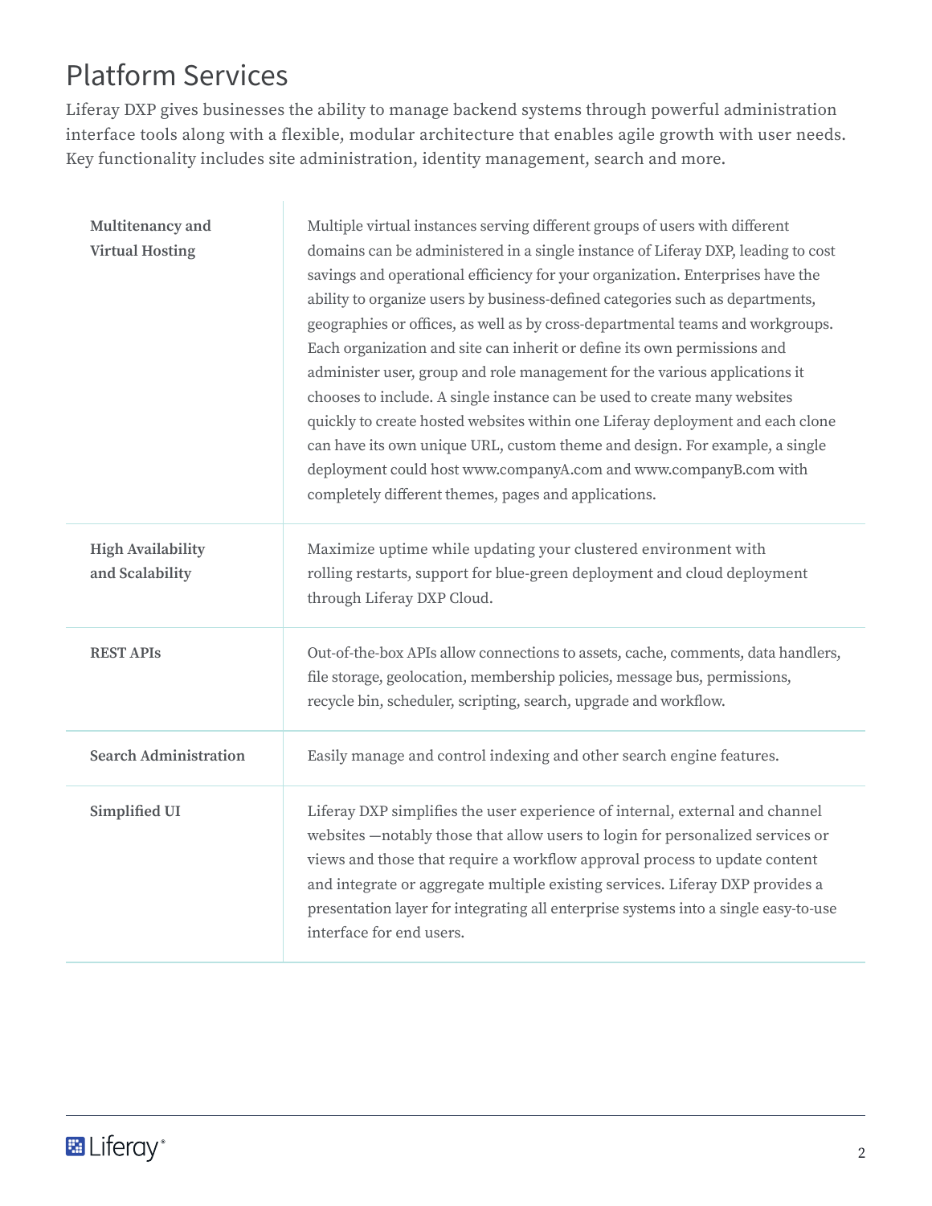# Platform Services

Liferay DXP gives businesses the ability to manage backend systems through powerful administration interface tools along with a flexible, modular architecture that enables agile growth with user needs. Key functionality includes site administration, identity management, search and more.

| | |
|---|---|
| **Multitenancy and Virtual Hosting** | Multiple virtual instances serving different groups of users with different domains can be administered in a single instance of Liferay DXP, leading to cost savings and operational efficiency for your organization. Enterprises have the ability to organize users by business-defined categories such as departments, geographies or offices, as well as by cross-departmental teams and workgroups. Each organization and site can inherit or define its own permissions and administer user, group and role management for the various applications it chooses to include. A single instance can be used to create many websites quickly to create hosted websites within one Liferay deployment and each clone can have its own unique URL, custom theme and design. For example, a single deployment could host www.companyA.com and www.companyB.com with completely different themes, pages and applications. |
| **High Availability and Scalability** | Maximize uptime while updating your clustered environment with rolling restarts, support for blue-green deployment and cloud deployment through Liferay DXP Cloud. |
| **REST APIs** | Out-of-the-box APIs allow connections to assets, cache, comments, data handlers, file storage, geolocation, membership policies, message bus, permissions, recycle bin, scheduler, scripting, search, upgrade and workflow. |
| **Search Administration** | Easily manage and control indexing and other search engine features. |
| **Simplified UI** | Liferay DXP simplifies the user experience of internal, external and channel websites —notably those that allow users to login for personalized services or views and those that require a workflow approval process to update content and integrate or aggregate multiple existing services. Liferay DXP provides a presentation layer for integrating all enterprise systems into a single easy-to-use interface for end users. |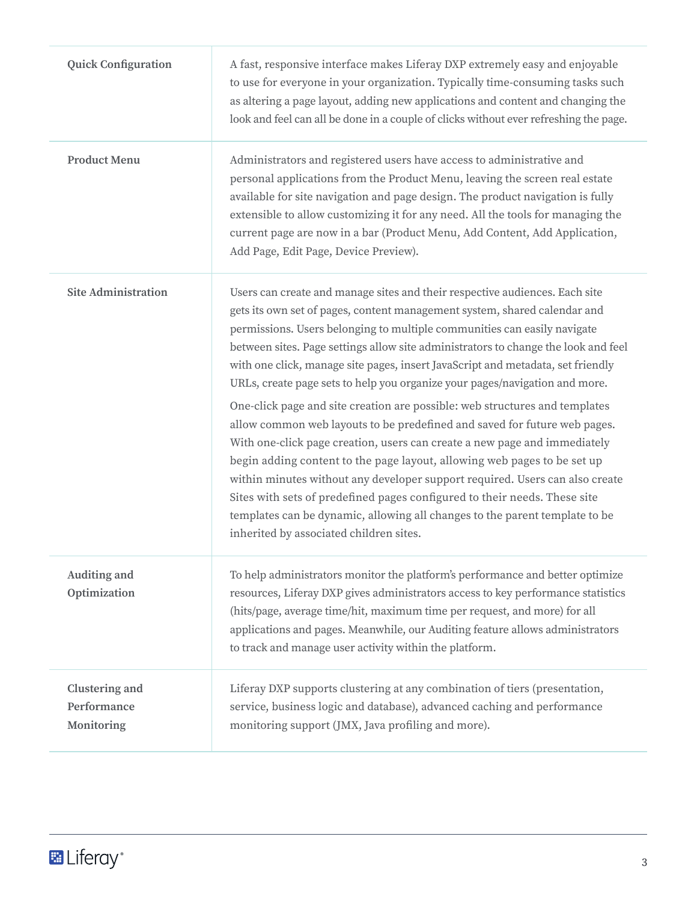| | |
|---|---|
| **Quick Configuration** | A fast, responsive interface makes Liferay DXP extremely easy and enjoyable to use for everyone in your organization. Typically time-consuming tasks such as altering a page layout, adding new applications and content and changing the look and feel can all be done in a couple of clicks without ever refreshing the page. |
| **Product Menu** | Administrators and registered users have access to administrative and personal applications from the Product Menu, leaving the screen real estate available for site navigation and page design. The product navigation is fully extensible to allow customizing it for any need. All the tools for managing the current page are now in a bar (Product Menu, Add Content, Add Application, Add Page, Edit Page, Device Preview). |
| **Site Administration** | Users can create and manage sites and their respective audiences. Each site gets its own set of pages, content management system, shared calendar and permissions. Users belonging to multiple communities can easily navigate between sites. Page settings allow site administrators to change the look and feel with one click, manage site pages, insert JavaScript and metadata, set friendly URLs, create page sets to help you organize your pages/navigation and more.<br><br>One-click page and site creation are possible: web structures and templates allow common web layouts to be predefined and saved for future web pages. With one-click page creation, users can create a new page and immediately begin adding content to the page layout, allowing web pages to be set up within minutes without any developer support required. Users can also create Sites with sets of predefined pages configured to their needs. These site templates can be dynamic, allowing all changes to the parent template to be inherited by associated children sites. |
| **Auditing and Optimization** | To help administrators monitor the platform's performance and better optimize resources, Liferay DXP gives administrators access to key performance statistics (hits/page, average time/hit, maximum time per request, and more) for all applications and pages. Meanwhile, our Auditing feature allows administrators to track and manage user activity within the platform. |
| **Clustering and Performance Monitoring** | Liferay DXP supports clustering at any combination of tiers (presentation, service, business logic and database), advanced caching and performance monitoring support (JMX, Java profiling and more). |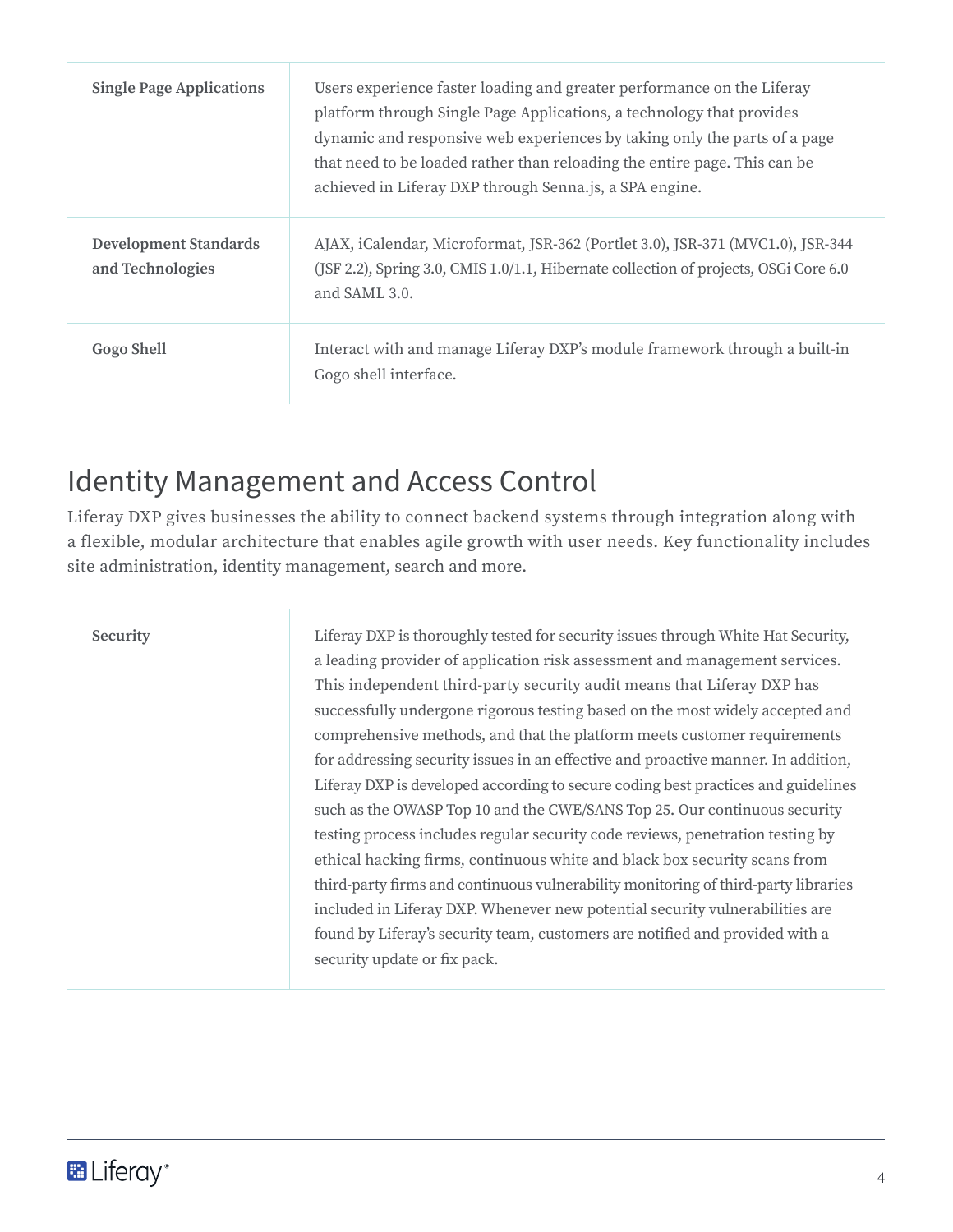| | |
|---|---|
| **Single Page Applications** | Users experience faster loading and greater performance on the Liferay platform through Single Page Applications, a technology that provides dynamic and responsive web experiences by taking only the parts of a page that need to be loaded rather than reloading the entire page. This can be achieved in Liferay DXP through Senna.js, a SPA engine. |
| **Development Standards and Technologies** | AJAX, iCalendar, Microformat, JSR-362 (Portlet 3.0), JSR-371 (MVC1.0), JSR-344 (JSF 2.2), Spring 3.0, CMIS 1.0/1.1, Hibernate collection of projects, OSGi Core 6.0 and SAML 3.0. |
| **Gogo Shell** | Interact with and manage Liferay DXP's module framework through a built-in Gogo shell interface. |

## Identity Management and Access Control

Liferay DXP gives businesses the ability to connect backend systems through integration along with a flexible, modular architecture that enables agile growth with user needs. Key functionality includes site administration, identity management, search and more.

| | |
|---|---|
| **Security** | Liferay DXP is thoroughly tested for security issues through White Hat Security, a leading provider of application risk assessment and management services. This independent third-party security audit means that Liferay DXP has successfully undergone rigorous testing based on the most widely accepted and comprehensive methods, and that the platform meets customer requirements for addressing security issues in an effective and proactive manner. In addition, Liferay DXP is developed according to secure coding best practices and guidelines such as the OWASP Top 10 and the CWE/SANS Top 25. Our continuous security testing process includes regular security code reviews, penetration testing by ethical hacking firms, continuous white and black box security scans from third-party firms and continuous vulnerability monitoring of third-party libraries included in Liferay DXP. Whenever new potential security vulnerabilities are found by Liferay's security team, customers are notified and provided with a security update or fix pack. |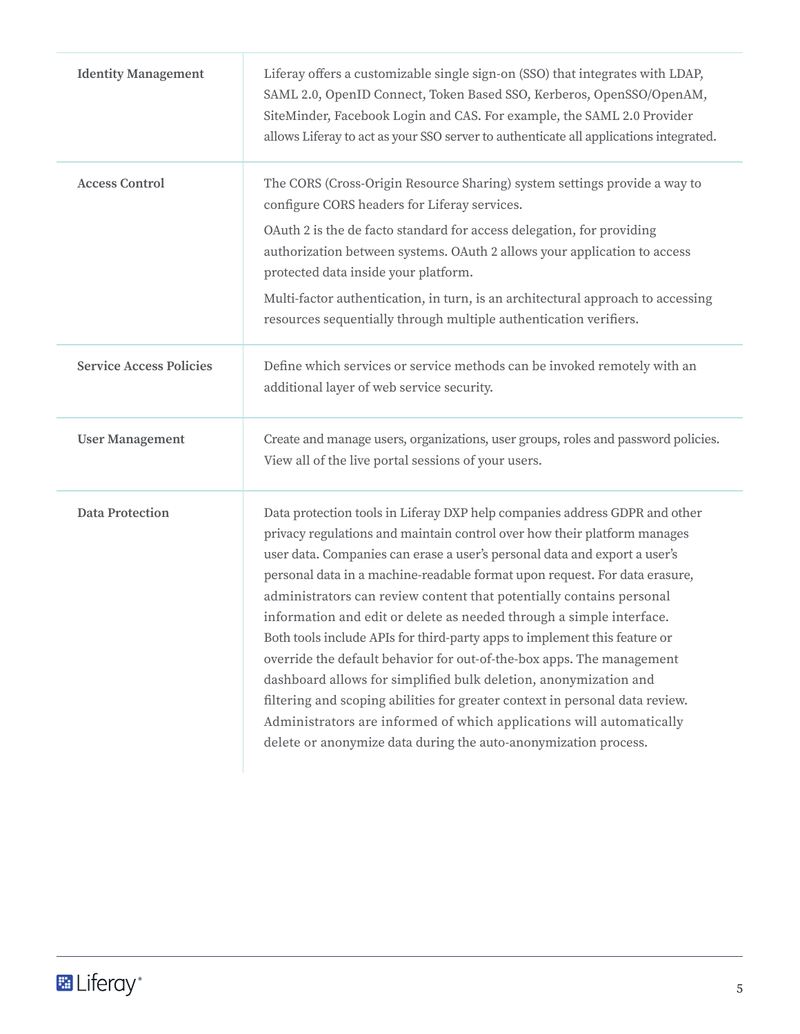| | |
|---|---|
| **Identity Management** | Liferay offers a customizable single sign-on (SSO) that integrates with LDAP, SAML 2.0, OpenID Connect, Token Based SSO, Kerberos, OpenSSO/OpenAM, SiteMinder, Facebook Login and CAS. For example, the SAML 2.0 Provider allows Liferay to act as your SSO server to authenticate all applications integrated. |
| **Access Control** | The CORS (Cross-Origin Resource Sharing) system settings provide a way to configure CORS headers for Liferay services.<br><br>OAuth 2 is the de facto standard for access delegation, for providing authorization between systems. OAuth 2 allows your application to access protected data inside your platform.<br><br>Multi-factor authentication, in turn, is an architectural approach to accessing resources sequentially through multiple authentication verifiers. |
| **Service Access Policies** | Define which services or service methods can be invoked remotely with an additional layer of web service security. |
| **User Management** | Create and manage users, organizations, user groups, roles and password policies. View all of the live portal sessions of your users. |
| **Data Protection** | Data protection tools in Liferay DXP help companies address GDPR and other privacy regulations and maintain control over how their platform manages user data. Companies can erase a user's personal data and export a user's personal data in a machine-readable format upon request. For data erasure, administrators can review content that potentially contains personal information and edit or delete as needed through a simple interface. Both tools include APIs for third-party apps to implement this feature or override the default behavior for out-of-the-box apps. The management dashboard allows for simplified bulk deletion, anonymization and filtering and scoping abilities for greater context in personal data review. Administrators are informed of which applications will automatically delete or anonymize data during the auto-anonymization process. |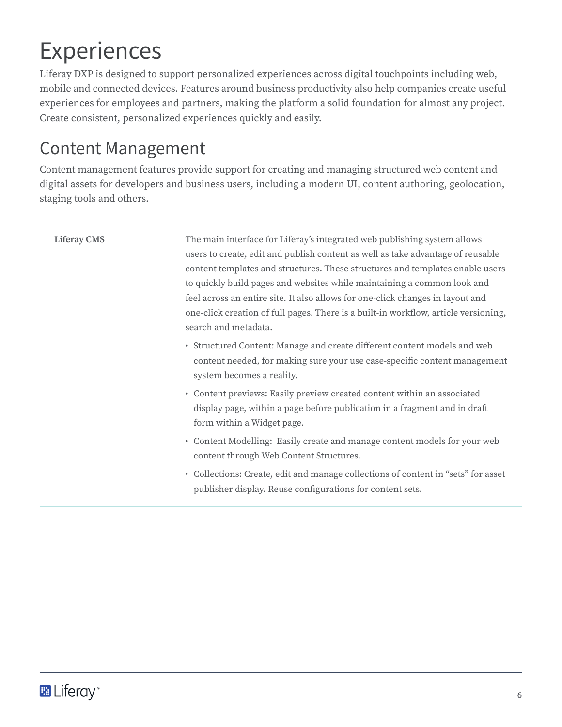# Experiences

Liferay DXP is designed to support personalized experiences across digital touchpoints including web, mobile and connected devices. Features around business productivity also help companies create useful experiences for employees and partners, making the platform a solid foundation for almost any project. Create consistent, personalized experiences quickly and easily.

## Content Management

Content management features provide support for creating and managing structured web content and digital assets for developers and business users, including a modern UI, content authoring, geolocation, staging tools and others.

| | |
|---|---|
| **Liferay CMS** | The main interface for Liferay's integrated web publishing system allows users to create, edit and publish content as well as take advantage of reusable content templates and structures. These structures and templates enable users to quickly build pages and websites while maintaining a common look and feel across an entire site. It also allows for one-click changes in layout and one-click creation of full pages. There is a built-in workflow, article versioning, search and metadata.<br>• Structured Content: Manage and create different content models and web content needed, for making sure your use case-specific content management system becomes a reality.<br>• Content previews: Easily preview created content within an associated display page, within a page before publication in a fragment and in draft form within a Widget page.<br>• Content Modelling: Easily create and manage content models for your web content through Web Content Structures.<br>• Collections: Create, edit and manage collections of content in "sets" for asset publisher display. Reuse configurations for content sets. |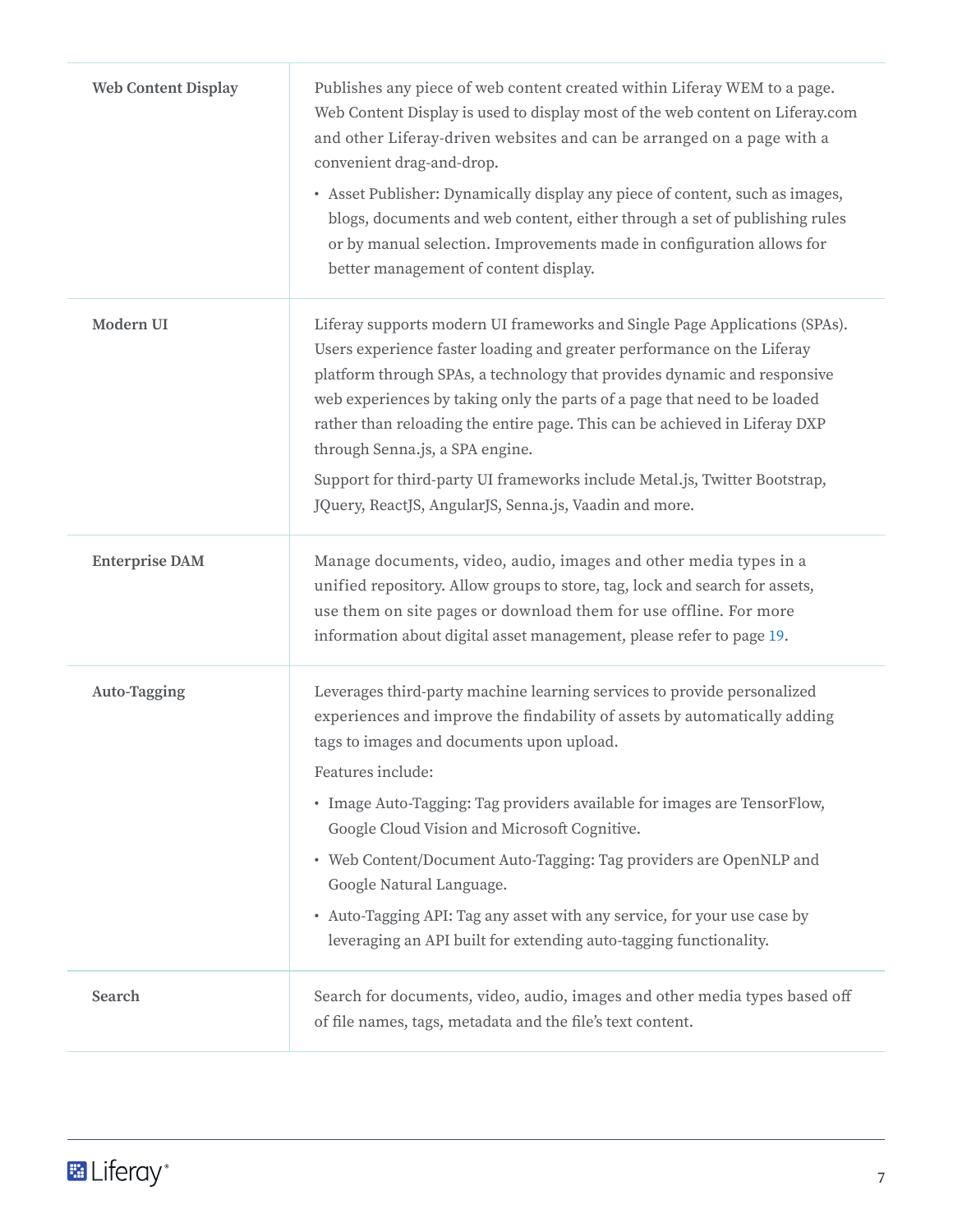| | |
|---|---|
| **Web Content Display** | Publishes any piece of web content created within Liferay WEM to a page. Web Content Display is used to display most of the web content on Liferay.com and other Liferay-driven websites and can be arranged on a page with a convenient drag-and-drop.<br>• Asset Publisher: Dynamically display any piece of content, such as images, blogs, documents and web content, either through a set of publishing rules or by manual selection. Improvements made in configuration allows for better management of content display. |
| **Modern UI** | Liferay supports modern UI frameworks and Single Page Applications (SPAs). Users experience faster loading and greater performance on the Liferay platform through SPAs, a technology that provides dynamic and responsive web experiences by taking only the parts of a page that need to be loaded rather than reloading the entire page. This can be achieved in Liferay DXP through Senna.js, a SPA engine.<br>Support for third-party UI frameworks include Metal.js, Twitter Bootstrap, JQuery, ReactJS, AngularJS, Senna.js, Vaadin and more. |
| **Enterprise DAM** | Manage documents, video, audio, images and other media types in a unified repository. Allow groups to store, tag, lock and search for assets, use them on site pages or download them for use offline. For more information about digital asset management, please refer to page 19. |
| **Auto-Tagging** | Leverages third-party machine learning services to provide personalized experiences and improve the findability of assets by automatically adding tags to images and documents upon upload.<br>Features include:<br>• Image Auto-Tagging: Tag providers available for images are TensorFlow, Google Cloud Vision and Microsoft Cognitive.<br>• Web Content/Document Auto-Tagging: Tag providers are OpenNLP and Google Natural Language.<br>• Auto-Tagging API: Tag any asset with any service, for your use case by leveraging an API built for extending auto-tagging functionality. |
| **Search** | Search for documents, video, audio, images and other media types based off of file names, tags, metadata and the file's text content. |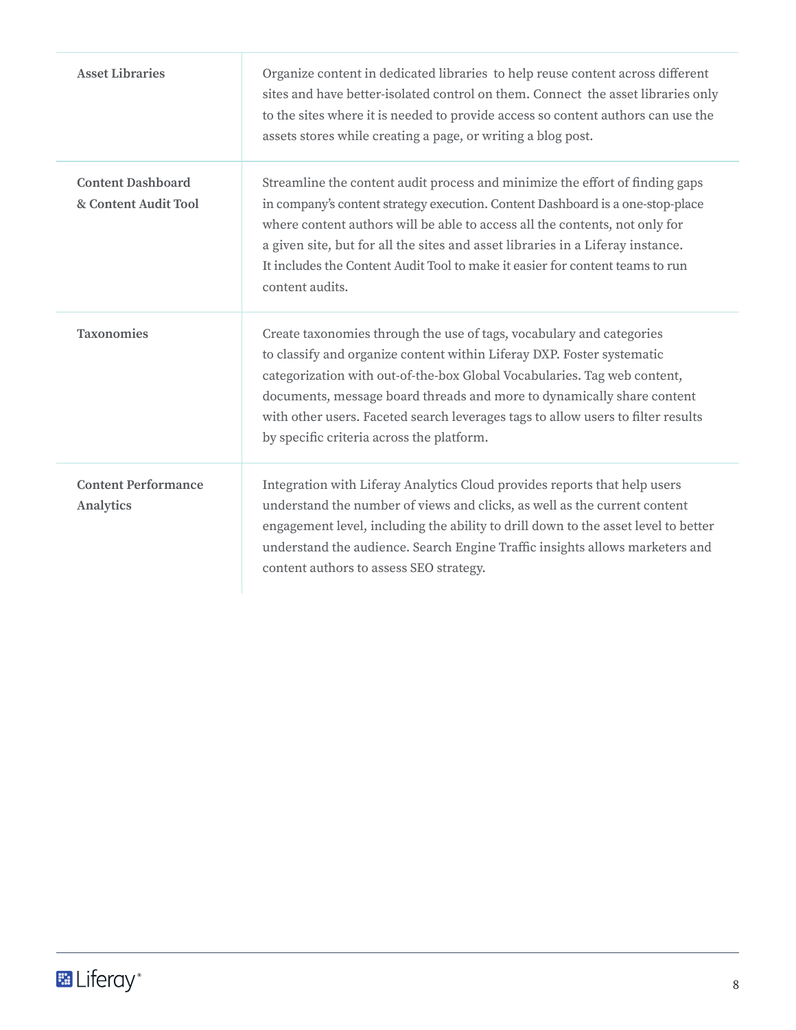| | |
|---|---|
| **Asset Libraries** | Organize content in dedicated libraries to help reuse content across different sites and have better-isolated control on them. Connect the asset libraries only to the sites where it is needed to provide access so content authors can use the assets stores while creating a page, or writing a blog post. |
| **Content Dashboard & Content Audit Tool** | Streamline the content audit process and minimize the effort of finding gaps in company's content strategy execution. Content Dashboard is a one-stop-place where content authors will be able to access all the contents, not only for a given site, but for all the sites and asset libraries in a Liferay instance. It includes the Content Audit Tool to make it easier for content teams to run content audits. |
| **Taxonomies** | Create taxonomies through the use of tags, vocabulary and categories to classify and organize content within Liferay DXP. Foster systematic categorization with out-of-the-box Global Vocabularies. Tag web content, documents, message board threads and more to dynamically share content with other users. Faceted search leverages tags to allow users to filter results by specific criteria across the platform. |
| **Content Performance Analytics** | Integration with Liferay Analytics Cloud provides reports that help users understand the number of views and clicks, as well as the current content engagement level, including the ability to drill down to the asset level to better understand the audience. Search Engine Traffic insights allows marketers and content authors to assess SEO strategy. |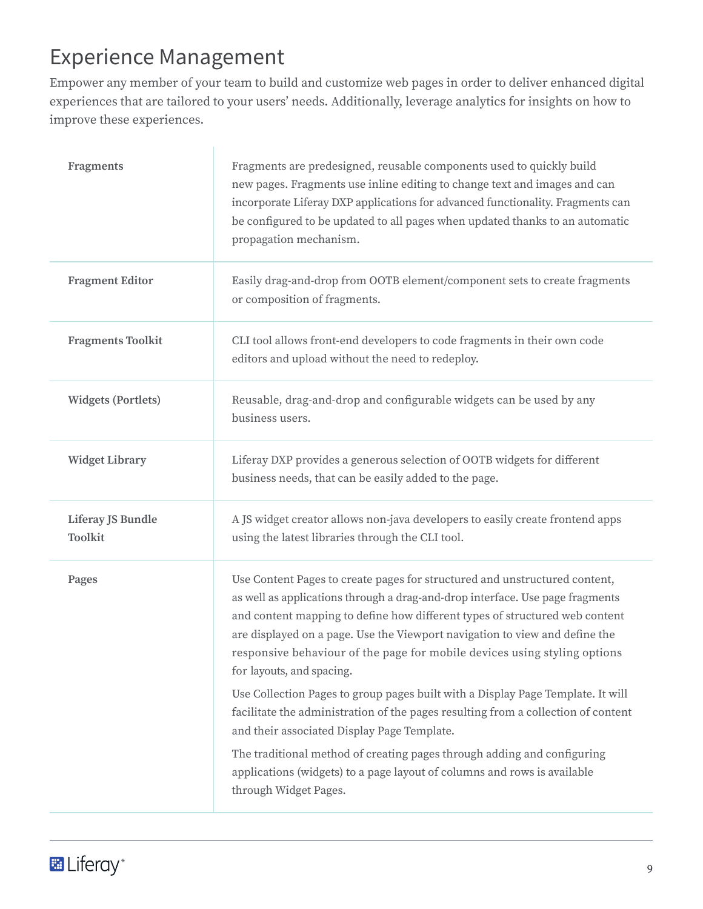# Experience Management

Empower any member of your team to build and customize web pages in order to deliver enhanced digital experiences that are tailored to your users' needs. Additionally, leverage analytics for insights on how to improve these experiences.

| | |
|---|---|
| **Fragments** | Fragments are predesigned, reusable components used to quickly build new pages. Fragments use inline editing to change text and images and can incorporate Liferay DXP applications for advanced functionality. Fragments can be configured to be updated to all pages when updated thanks to an automatic propagation mechanism. |
| **Fragment Editor** | Easily drag-and-drop from OOTB element/component sets to create fragments or composition of fragments. |
| **Fragments Toolkit** | CLI tool allows front-end developers to code fragments in their own code editors and upload without the need to redeploy. |
| **Widgets (Portlets)** | Reusable, drag-and-drop and configurable widgets can be used by any business users. |
| **Widget Library** | Liferay DXP provides a generous selection of OOTB widgets for different business needs, that can be easily added to the page. |
| **Liferay JS Bundle Toolkit** | A JS widget creator allows non-java developers to easily create frontend apps using the latest libraries through the CLI tool. |
| **Pages** | Use Content Pages to create pages for structured and unstructured content, as well as applications through a drag-and-drop interface. Use page fragments and content mapping to define how different types of structured web content are displayed on a page. Use the Viewport navigation to view and define the responsive behaviour of the page for mobile devices using styling options for layouts, and spacing.<br><br>Use Collection Pages to group pages built with a Display Page Template. It will facilitate the administration of the pages resulting from a collection of content and their associated Display Page Template.<br><br>The traditional method of creating pages through adding and configuring applications (widgets) to a page layout of columns and rows is available through Widget Pages. |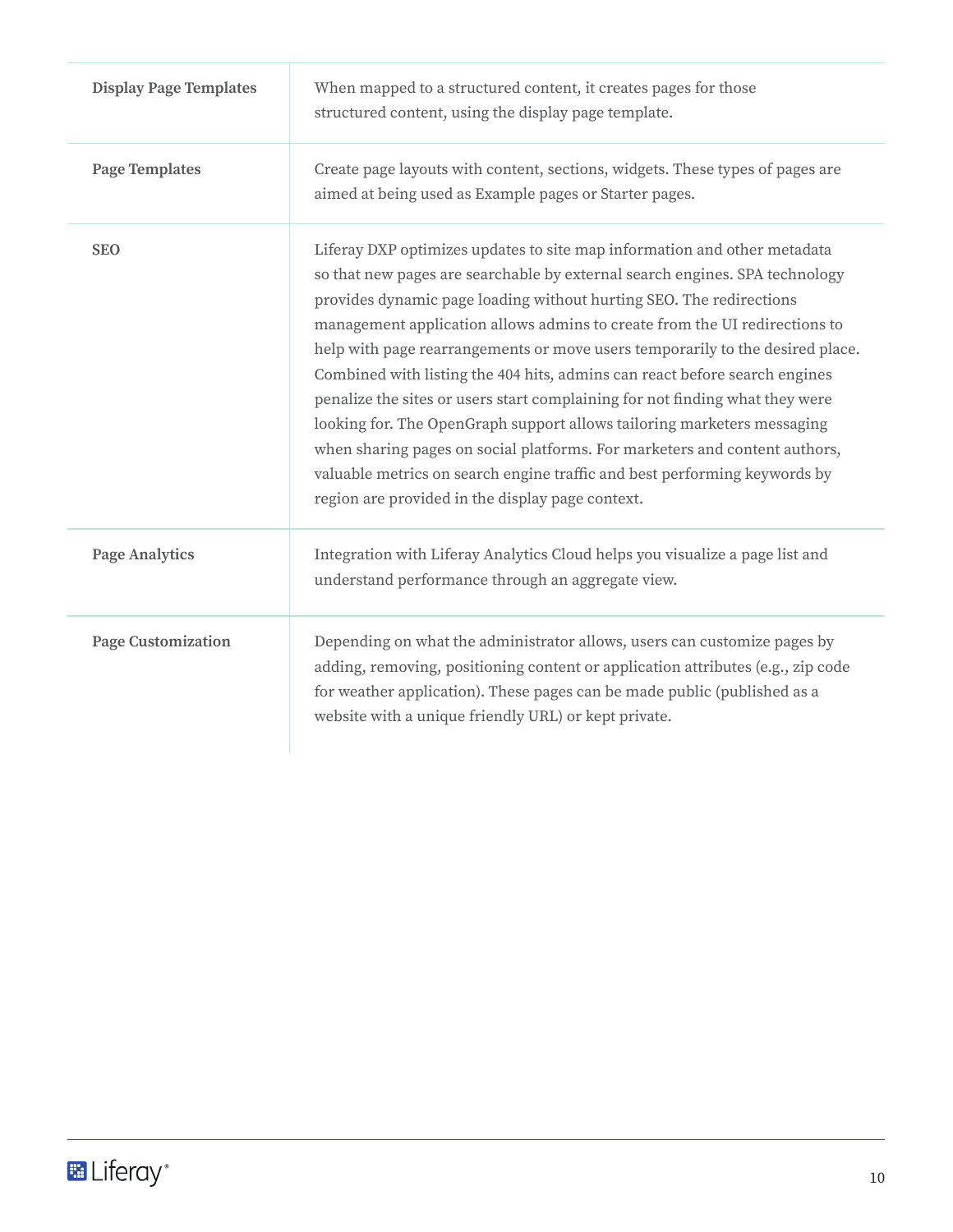| | |
|---|---|
| **Display Page Templates** | When mapped to a structured content, it creates pages for those structured content, using the display page template. |
| **Page Templates** | Create page layouts with content, sections, widgets. These types of pages are aimed at being used as Example pages or Starter pages. |
| **SEO** | Liferay DXP optimizes updates to site map information and other metadata so that new pages are searchable by external search engines. SPA technology provides dynamic page loading without hurting SEO. The redirections management application allows admins to create from the UI redirections to help with page rearrangements or move users temporarily to the desired place. Combined with listing the 404 hits, admins can react before search engines penalize the sites or users start complaining for not finding what they were looking for. The OpenGraph support allows tailoring marketers messaging when sharing pages on social platforms. For marketers and content authors, valuable metrics on search engine traffic and best performing keywords by region are provided in the display page context. |
| **Page Analytics** | Integration with Liferay Analytics Cloud helps you visualize a page list and understand performance through an aggregate view. |
| **Page Customization** | Depending on what the administrator allows, users can customize pages by adding, removing, positioning content or application attributes (e.g., zip code for weather application). These pages can be made public (published as a website with a unique friendly URL) or kept private. |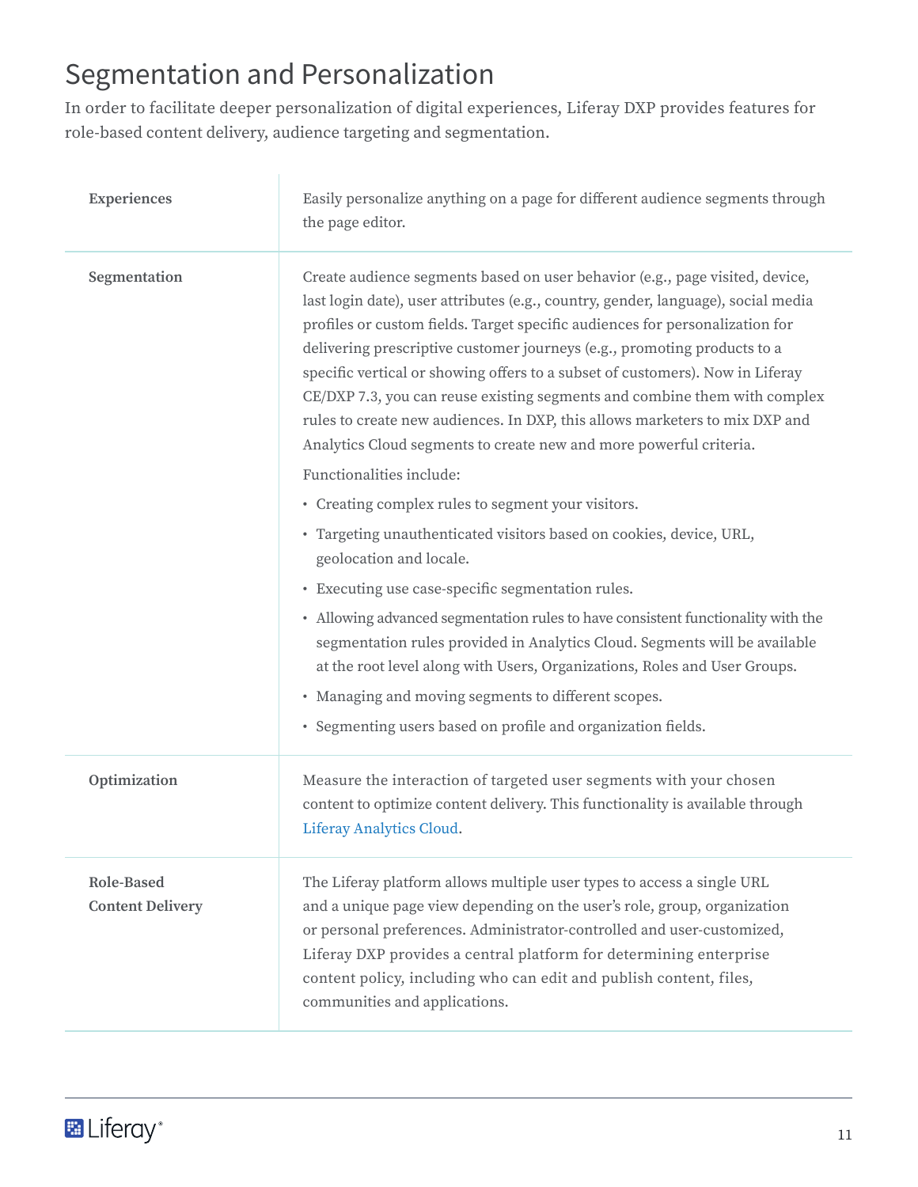# Segmentation and Personalization

In order to facilitate deeper personalization of digital experiences, Liferay DXP provides features for role-based content delivery, audience targeting and segmentation.

| | |
|---|---|
| **Experiences** | Easily personalize anything on a page for different audience segments through the page editor. |
| **Segmentation** | Create audience segments based on user behavior (e.g., page visited, device, last login date), user attributes (e.g., country, gender, language), social media profiles or custom fields. Target specific audiences for personalization for delivering prescriptive customer journeys (e.g., promoting products to a specific vertical or showing offers to a subset of customers). Now in Liferay CE/DXP 7.3, you can reuse existing segments and combine them with complex rules to create new audiences. In DXP, this allows marketers to mix DXP and Analytics Cloud segments to create new and more powerful criteria.<br><br>Functionalities include:<br>• Creating complex rules to segment your visitors.<br>• Targeting unauthenticated visitors based on cookies, device, URL, geolocation and locale.<br>• Executing use case-specific segmentation rules.<br>• Allowing advanced segmentation rules to have consistent functionality with the segmentation rules provided in Analytics Cloud. Segments will be available at the root level along with Users, Organizations, Roles and User Groups.<br>• Managing and moving segments to different scopes.<br>• Segmenting users based on profile and organization fields. |
| **Optimization** | Measure the interaction of targeted user segments with your chosen content to optimize content delivery. This functionality is available through Liferay Analytics Cloud. |
| **Role-Based Content Delivery** | The Liferay platform allows multiple user types to access a single URL and a unique page view depending on the user's role, group, organization or personal preferences. Administrator-controlled and user-customized, Liferay DXP provides a central platform for determining enterprise content policy, including who can edit and publish content, files, communities and applications. |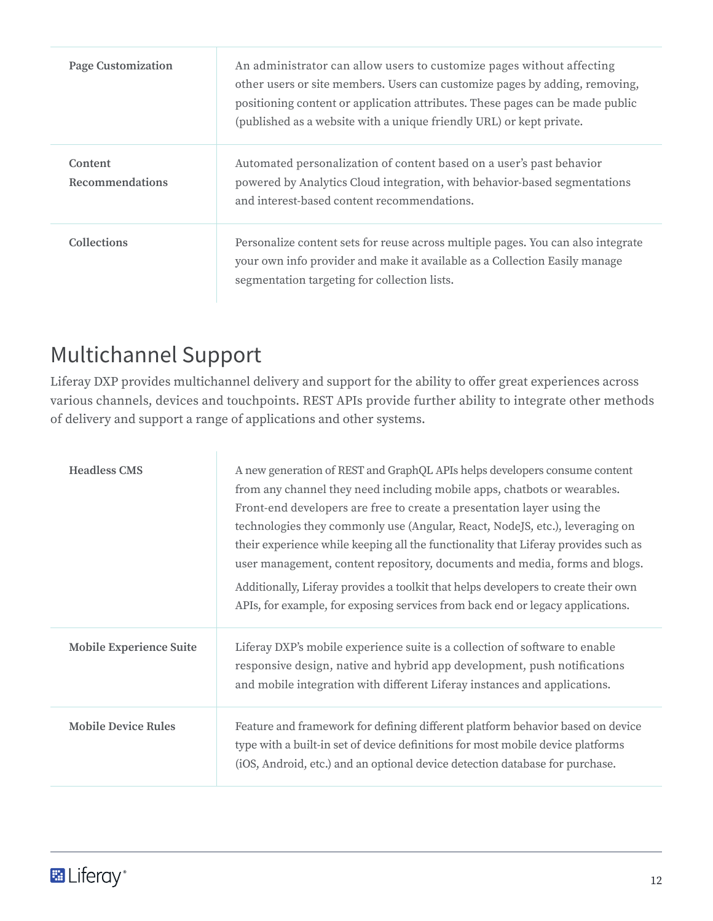| | |
|---|---|
| **Page Customization** | An administrator can allow users to customize pages without affecting other users or site members. Users can customize pages by adding, removing, positioning content or application attributes. These pages can be made public (published as a website with a unique friendly URL) or kept private. |
| **Content Recommendations** | Automated personalization of content based on a user's past behavior powered by Analytics Cloud integration, with behavior-based segmentations and interest-based content recommendations. |
| **Collections** | Personalize content sets for reuse across multiple pages. You can also integrate your own info provider and make it available as a Collection Easily manage segmentation targeting for collection lists. |

## Multichannel Support

Liferay DXP provides multichannel delivery and support for the ability to offer great experiences across various channels, devices and touchpoints. REST APIs provide further ability to integrate other methods of delivery and support a range of applications and other systems.

| | |
|---|---|
| **Headless CMS** | A new generation of REST and GraphQL APIs helps developers consume content from any channel they need including mobile apps, chatbots or wearables. Front-end developers are free to create a presentation layer using the technologies they commonly use (Angular, React, NodeJS, etc.), leveraging on their experience while keeping all the functionality that Liferay provides such as user management, content repository, documents and media, forms and blogs. Additionally, Liferay provides a toolkit that helps developers to create their own APIs, for example, for exposing services from back end or legacy applications. |
| **Mobile Experience Suite** | Liferay DXP's mobile experience suite is a collection of software to enable responsive design, native and hybrid app development, push notifications and mobile integration with different Liferay instances and applications. |
| **Mobile Device Rules** | Feature and framework for defining different platform behavior based on device type with a built-in set of device definitions for most mobile device platforms (iOS, Android, etc.) and an optional device detection database for purchase. |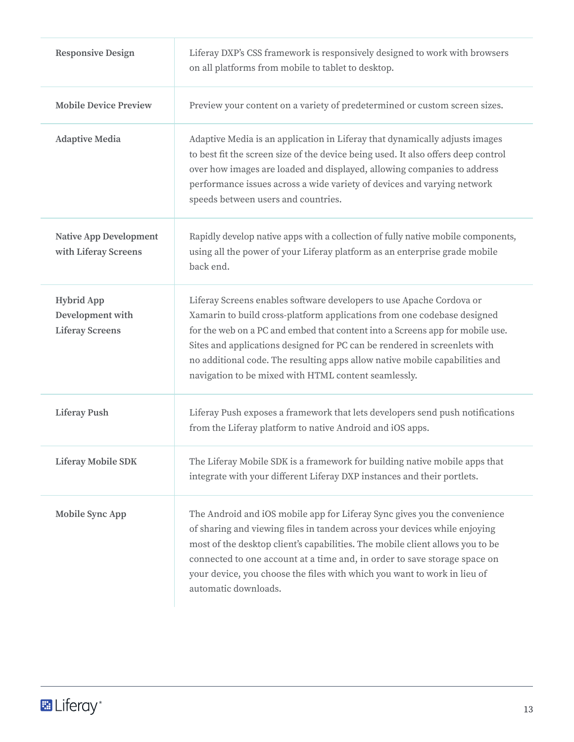| | |
|---|---|
| **Responsive Design** | Liferay DXP's CSS framework is responsively designed to work with browsers on all platforms from mobile to tablet to desktop. |
| **Mobile Device Preview** | Preview your content on a variety of predetermined or custom screen sizes. |
| **Adaptive Media** | Adaptive Media is an application in Liferay that dynamically adjusts images to best fit the screen size of the device being used. It also offers deep control over how images are loaded and displayed, allowing companies to address performance issues across a wide variety of devices and varying network speeds between users and countries. |
| **Native App Development with Liferay Screens** | Rapidly develop native apps with a collection of fully native mobile components, using all the power of your Liferay platform as an enterprise grade mobile back end. |
| **Hybrid App Development with Liferay Screens** | Liferay Screens enables software developers to use Apache Cordova or Xamarin to build cross-platform applications from one codebase designed for the web on a PC and embed that content into a Screens app for mobile use. Sites and applications designed for PC can be rendered in screenlets with no additional code. The resulting apps allow native mobile capabilities and navigation to be mixed with HTML content seamlessly. |
| **Liferay Push** | Liferay Push exposes a framework that lets developers send push notifications from the Liferay platform to native Android and iOS apps. |
| **Liferay Mobile SDK** | The Liferay Mobile SDK is a framework for building native mobile apps that integrate with your different Liferay DXP instances and their portlets. |
| **Mobile Sync App** | The Android and iOS mobile app for Liferay Sync gives you the convenience of sharing and viewing files in tandem across your devices while enjoying most of the desktop client's capabilities. The mobile client allows you to be connected to one account at a time and, in order to save storage space on your device, you choose the files with which you want to work in lieu of automatic downloads. |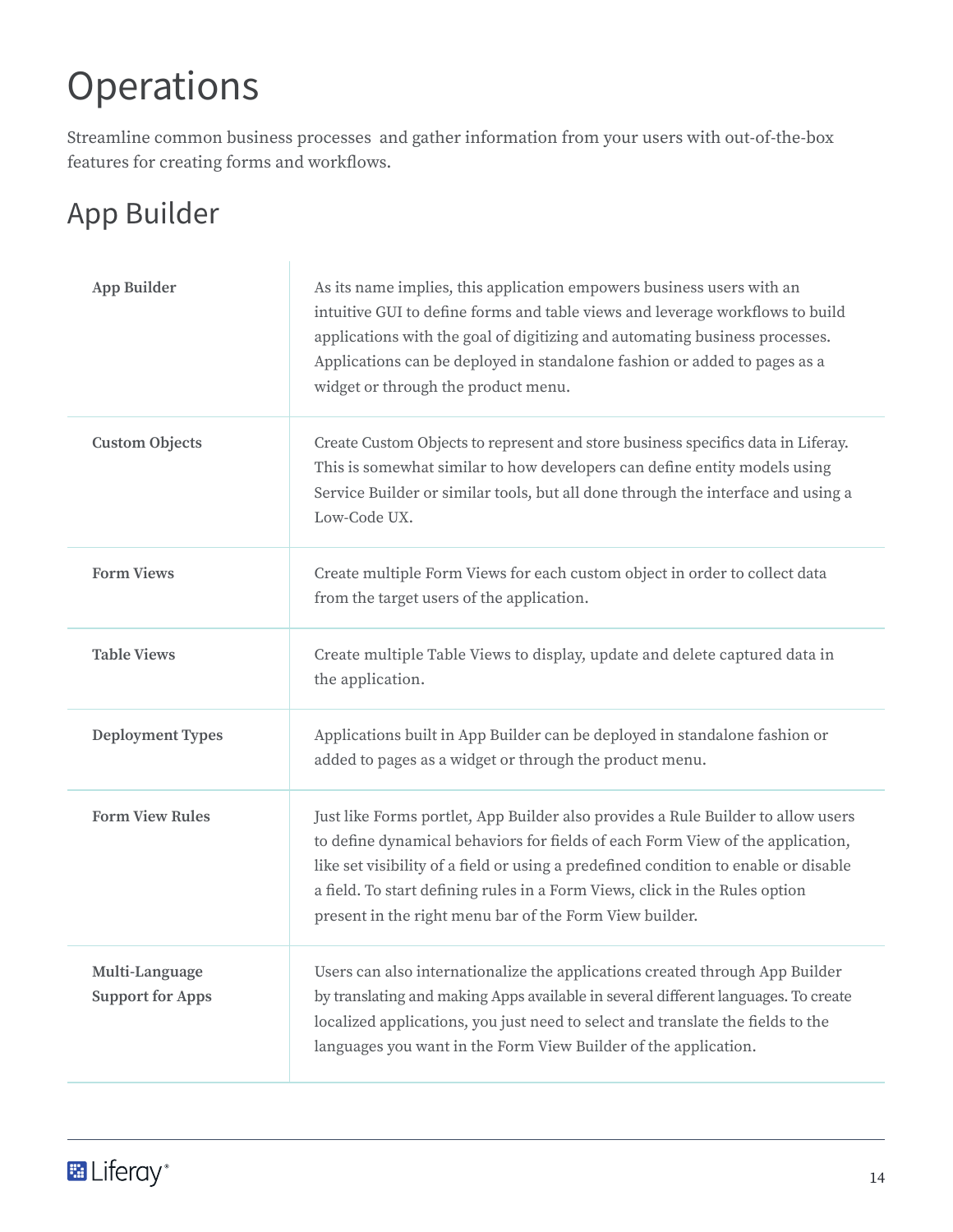# Operations

Streamline common business processes and gather information from your users with out-of-the-box features for creating forms and workflows.

## App Builder

| | |
|---|---|
| **App Builder** | As its name implies, this application empowers business users with an intuitive GUI to define forms and table views and leverage workflows to build applications with the goal of digitizing and automating business processes. Applications can be deployed in standalone fashion or added to pages as a widget or through the product menu. |
| **Custom Objects** | Create Custom Objects to represent and store business specifics data in Liferay. This is somewhat similar to how developers can define entity models using Service Builder or similar tools, but all done through the interface and using a Low-Code UX. |
| **Form Views** | Create multiple Form Views for each custom object in order to collect data from the target users of the application. |
| **Table Views** | Create multiple Table Views to display, update and delete captured data in the application. |
| **Deployment Types** | Applications built in App Builder can be deployed in standalone fashion or added to pages as a widget or through the product menu. |
| **Form View Rules** | Just like Forms portlet, App Builder also provides a Rule Builder to allow users to define dynamical behaviors for fields of each Form View of the application, like set visibility of a field or using a predefined condition to enable or disable a field. To start defining rules in a Form Views, click in the Rules option present in the right menu bar of the Form View builder. |
| **Multi-Language Support for Apps** | Users can also internationalize the applications created through App Builder by translating and making Apps available in several different languages. To create localized applications, you just need to select and translate the fields to the languages you want in the Form View Builder of the application. |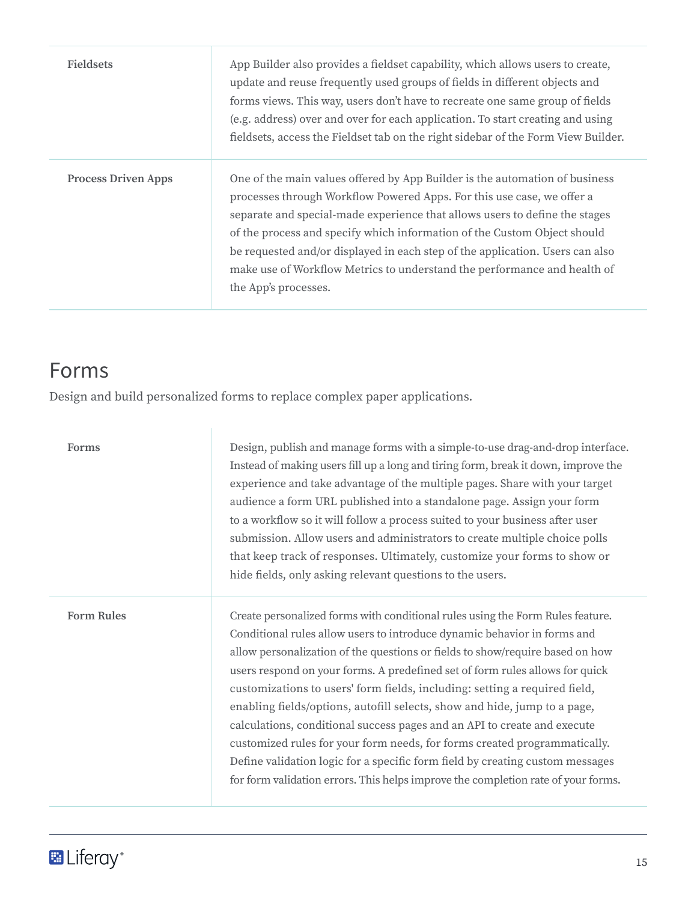| | |
|---|---|
| **Fieldsets** | App Builder also provides a fieldset capability, which allows users to create, update and reuse frequently used groups of fields in different objects and forms views. This way, users don't have to recreate one same group of fields (e.g. address) over and over for each application. To start creating and using fieldsets, access the Fieldset tab on the right sidebar of the Form View Builder. |
| **Process Driven Apps** | One of the main values offered by App Builder is the automation of business processes through Workflow Powered Apps. For this use case, we offer a separate and special-made experience that allows users to define the stages of the process and specify which information of the Custom Object should be requested and/or displayed in each step of the application. Users can also make use of Workflow Metrics to understand the performance and health of the App's processes. |

## Forms

Design and build personalized forms to replace complex paper applications.

| | |
|---|---|
| **Forms** | Design, publish and manage forms with a simple-to-use drag-and-drop interface. Instead of making users fill up a long and tiring form, break it down, improve the experience and take advantage of the multiple pages. Share with your target audience a form URL published into a standalone page. Assign your form to a workflow so it will follow a process suited to your business after user submission. Allow users and administrators to create multiple choice polls that keep track of responses. Ultimately, customize your forms to show or hide fields, only asking relevant questions to the users. |
| **Form Rules** | Create personalized forms with conditional rules using the Form Rules feature. Conditional rules allow users to introduce dynamic behavior in forms and allow personalization of the questions or fields to show/require based on how users respond on your forms. A predefined set of form rules allows for quick customizations to users' form fields, including: setting a required field, enabling fields/options, autofill selects, show and hide, jump to a page, calculations, conditional success pages and an API to create and execute customized rules for your form needs, for forms created programmatically. Define validation logic for a specific form field by creating custom messages for form validation errors. This helps improve the completion rate of your forms. |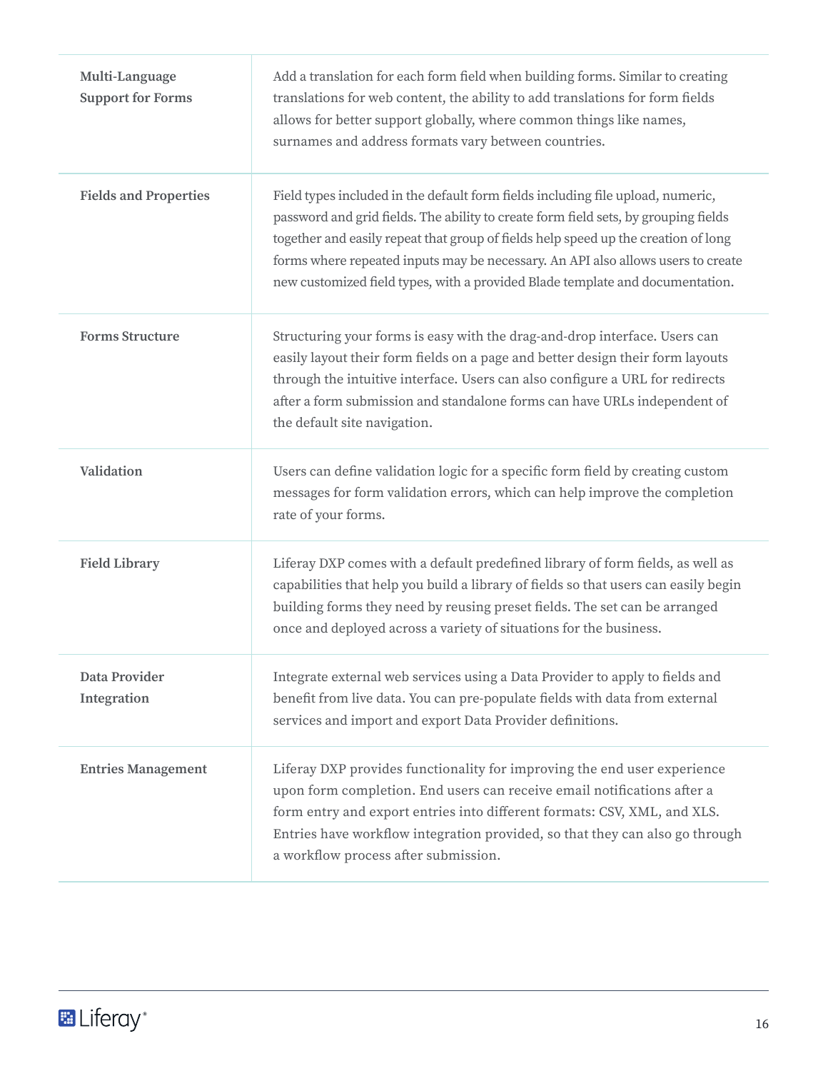| | |
|---|---|
| **Multi-Language Support for Forms** | Add a translation for each form field when building forms. Similar to creating translations for web content, the ability to add translations for form fields allows for better support globally, where common things like names, surnames and address formats vary between countries. |
| **Fields and Properties** | Field types included in the default form fields including file upload, numeric, password and grid fields. The ability to create form field sets, by grouping fields together and easily repeat that group of fields help speed up the creation of long forms where repeated inputs may be necessary. An API also allows users to create new customized field types, with a provided Blade template and documentation. |
| **Forms Structure** | Structuring your forms is easy with the drag-and-drop interface. Users can easily layout their form fields on a page and better design their form layouts through the intuitive interface. Users can also configure a URL for redirects after a form submission and standalone forms can have URLs independent of the default site navigation. |
| **Validation** | Users can define validation logic for a specific form field by creating custom messages for form validation errors, which can help improve the completion rate of your forms. |
| **Field Library** | Liferay DXP comes with a default predefined library of form fields, as well as capabilities that help you build a library of fields so that users can easily begin building forms they need by reusing preset fields. The set can be arranged once and deployed across a variety of situations for the business. |
| **Data Provider Integration** | Integrate external web services using a Data Provider to apply to fields and benefit from live data. You can pre-populate fields with data from external services and import and export Data Provider definitions. |
| **Entries Management** | Liferay DXP provides functionality for improving the end user experience upon form completion. End users can receive email notifications after a form entry and export entries into different formats: CSV, XML, and XLS. Entries have workflow integration provided, so that they can also go through a workflow process after submission. |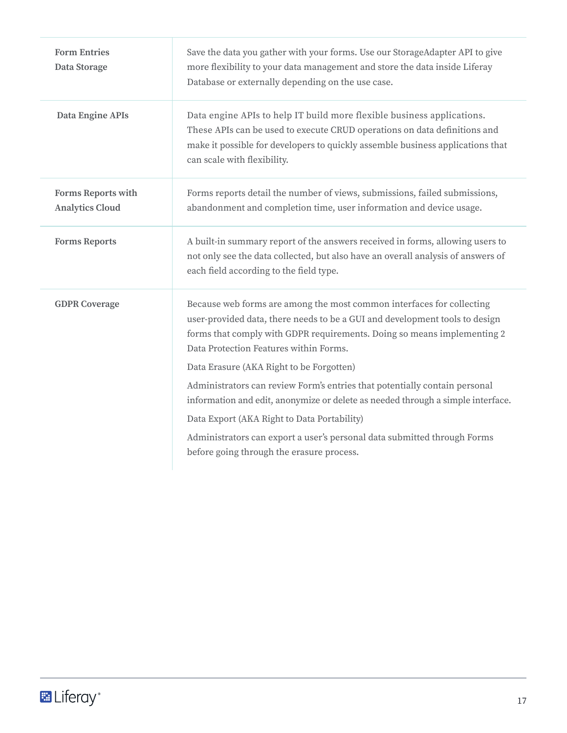| | |
|---|---|
| **Form Entries Data Storage** | Save the data you gather with your forms. Use our StorageAdapter API to give more flexibility to your data management and store the data inside Liferay Database or externally depending on the use case. |
| **Data Engine APIs** | Data engine APIs to help IT build more flexible business applications. These APIs can be used to execute CRUD operations on data definitions and make it possible for developers to quickly assemble business applications that can scale with flexibility. |
| **Forms Reports with Analytics Cloud** | Forms reports detail the number of views, submissions, failed submissions, abandonment and completion time, user information and device usage. |
| **Forms Reports** | A built-in summary report of the answers received in forms, allowing users to not only see the data collected, but also have an overall analysis of answers of each field according to the field type. |
| **GDPR Coverage** | Because web forms are among the most common interfaces for collecting user-provided data, there needs to be a GUI and development tools to design forms that comply with GDPR requirements. Doing so means implementing 2 Data Protection Features within Forms.<br><br>Data Erasure (AKA Right to be Forgotten)<br><br>Administrators can review Form's entries that potentially contain personal information and edit, anonymize or delete as needed through a simple interface.<br><br>Data Export (AKA Right to Data Portability)<br><br>Administrators can export a user's personal data submitted through Forms before going through the erasure process. |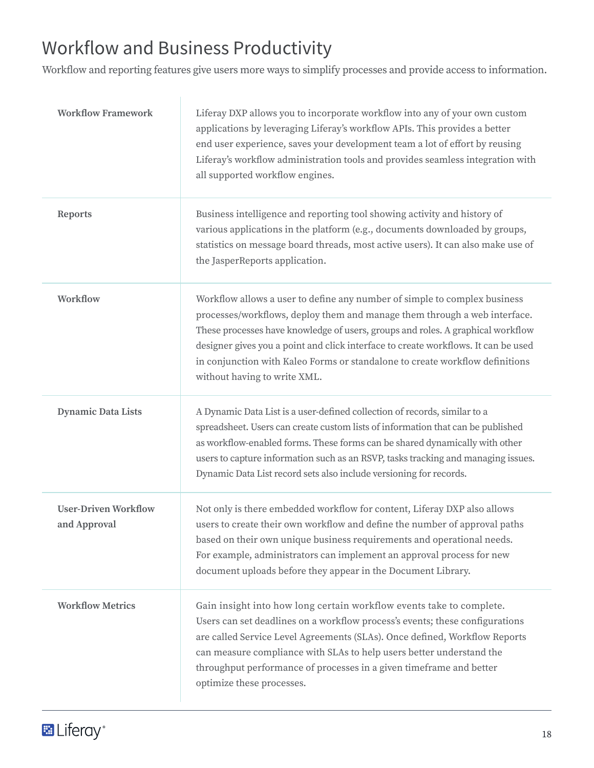# Workflow and Business Productivity

Workflow and reporting features give users more ways to simplify processes and provide access to information.

| | |
|---|---|
| **Workflow Framework** | Liferay DXP allows you to incorporate workflow into any of your own custom applications by leveraging Liferay's workflow APIs. This provides a better end user experience, saves your development team a lot of effort by reusing Liferay's workflow administration tools and provides seamless integration with all supported workflow engines. |
| **Reports** | Business intelligence and reporting tool showing activity and history of various applications in the platform (e.g., documents downloaded by groups, statistics on message board threads, most active users). It can also make use of the JasperReports application. |
| **Workflow** | Workflow allows a user to define any number of simple to complex business processes/workflows, deploy them and manage them through a web interface. These processes have knowledge of users, groups and roles. A graphical workflow designer gives you a point and click interface to create workflows. It can be used in conjunction with Kaleo Forms or standalone to create workflow definitions without having to write XML. |
| **Dynamic Data Lists** | A Dynamic Data List is a user-defined collection of records, similar to a spreadsheet. Users can create custom lists of information that can be published as workflow-enabled forms. These forms can be shared dynamically with other users to capture information such as an RSVP, tasks tracking and managing issues. Dynamic Data List record sets also include versioning for records. |
| **User-Driven Workflow and Approval** | Not only is there embedded workflow for content, Liferay DXP also allows users to create their own workflow and define the number of approval paths based on their own unique business requirements and operational needs. For example, administrators can implement an approval process for new document uploads before they appear in the Document Library. |
| **Workflow Metrics** | Gain insight into how long certain workflow events take to complete. Users can set deadlines on a workflow process's events; these configurations are called Service Level Agreements (SLAs). Once defined, Workflow Reports can measure compliance with SLAs to help users better understand the throughput performance of processes in a given timeframe and better optimize these processes. |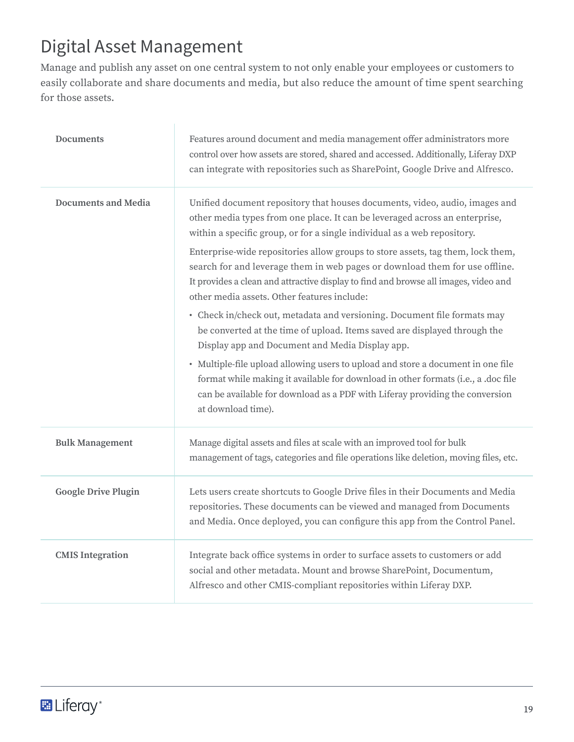# Digital Asset Management

Manage and publish any asset on one central system to not only enable your employees or customers to easily collaborate and share documents and media, but also reduce the amount of time spent searching for those assets.

| | |
|---|---|
| **Documents** | Features around document and media management offer administrators more control over how assets are stored, shared and accessed. Additionally, Liferay DXP can integrate with repositories such as SharePoint, Google Drive and Alfresco. |
| **Documents and Media** | Unified document repository that houses documents, video, audio, images and other media types from one place. It can be leveraged across an enterprise, within a specific group, or for a single individual as a web repository.<br><br>Enterprise-wide repositories allow groups to store assets, tag them, lock them, search for and leverage them in web pages or download them for use offline. It provides a clean and attractive display to find and browse all images, video and other media assets. Other features include:<br><br>• Check in/check out, metadata and versioning. Document file formats may be converted at the time of upload. Items saved are displayed through the Display app and Document and Media Display app.<br>• Multiple-file upload allowing users to upload and store a document in one file format while making it available for download in other formats (i.e., a .doc file can be available for download as a PDF with Liferay providing the conversion at download time). |
| **Bulk Management** | Manage digital assets and files at scale with an improved tool for bulk management of tags, categories and file operations like deletion, moving files, etc. |
| **Google Drive Plugin** | Lets users create shortcuts to Google Drive files in their Documents and Media repositories. These documents can be viewed and managed from Documents and Media. Once deployed, you can configure this app from the Control Panel. |
| **CMIS Integration** | Integrate back office systems in order to surface assets to customers or add social and other metadata. Mount and browse SharePoint, Documentum, Alfresco and other CMIS-compliant repositories within Liferay DXP. |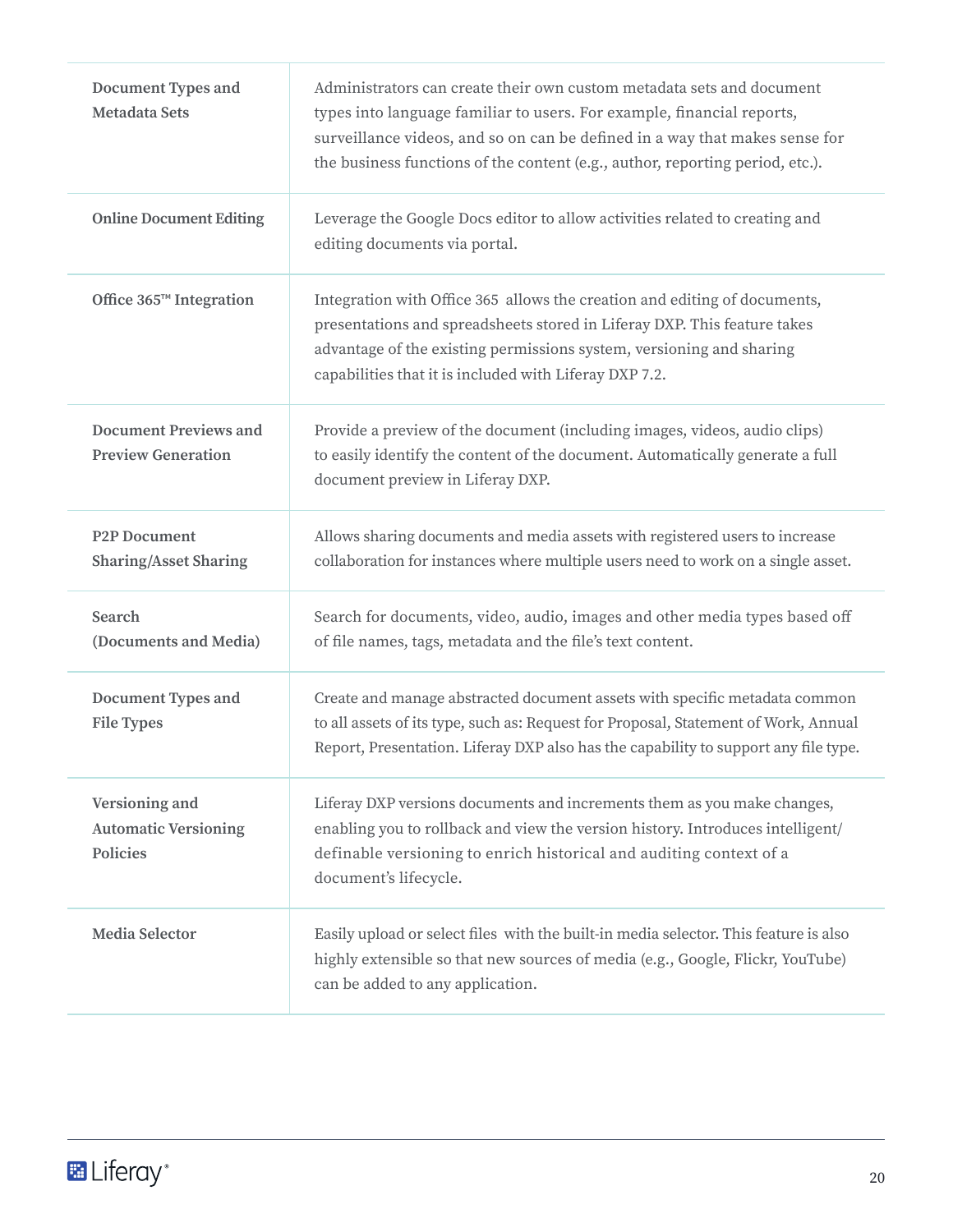| | |
|---|---|
| **Document Types and Metadata Sets** | Administrators can create their own custom metadata sets and document types into language familiar to users. For example, financial reports, surveillance videos, and so on can be defined in a way that makes sense for the business functions of the content (e.g., author, reporting period, etc.). |
| **Online Document Editing** | Leverage the Google Docs editor to allow activities related to creating and editing documents via portal. |
| **Office 365™ Integration** | Integration with Office 365 allows the creation and editing of documents, presentations and spreadsheets stored in Liferay DXP. This feature takes advantage of the existing permissions system, versioning and sharing capabilities that it is included with Liferay DXP 7.2. |
| **Document Previews and Preview Generation** | Provide a preview of the document (including images, videos, audio clips) to easily identify the content of the document. Automatically generate a full document preview in Liferay DXP. |
| **P2P Document Sharing/Asset Sharing** | Allows sharing documents and media assets with registered users to increase collaboration for instances where multiple users need to work on a single asset. |
| **Search (Documents and Media)** | Search for documents, video, audio, images and other media types based off of file names, tags, metadata and the file's text content. |
| **Document Types and File Types** | Create and manage abstracted document assets with specific metadata common to all assets of its type, such as: Request for Proposal, Statement of Work, Annual Report, Presentation. Liferay DXP also has the capability to support any file type. |
| **Versioning and Automatic Versioning Policies** | Liferay DXP versions documents and increments them as you make changes, enabling you to rollback and view the version history. Introduces intelligent/definable versioning to enrich historical and auditing context of a document's lifecycle. |
| **Media Selector** | Easily upload or select files with the built-in media selector. This feature is also highly extensible so that new sources of media (e.g., Google, Flickr, YouTube) can be added to any application. |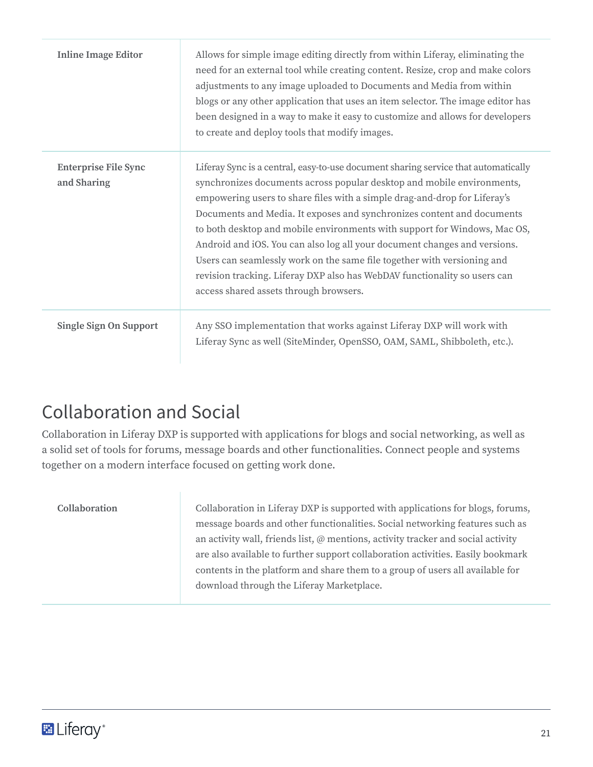| | |
|---|---|
| **Inline Image Editor** | Allows for simple image editing directly from within Liferay, eliminating the need for an external tool while creating content. Resize, crop and make colors adjustments to any image uploaded to Documents and Media from within blogs or any other application that uses an item selector. The image editor has been designed in a way to make it easy to customize and allows for developers to create and deploy tools that modify images. |
| **Enterprise File Sync and Sharing** | Liferay Sync is a central, easy-to-use document sharing service that automatically synchronizes documents across popular desktop and mobile environments, empowering users to share files with a simple drag-and-drop for Liferay's Documents and Media. It exposes and synchronizes content and documents to both desktop and mobile environments with support for Windows, Mac OS, Android and iOS. You can also log all your document changes and versions. Users can seamlessly work on the same file together with versioning and revision tracking. Liferay DXP also has WebDAV functionality so users can access shared assets through browsers. |
| **Single Sign On Support** | Any SSO implementation that works against Liferay DXP will work with Liferay Sync as well (SiteMinder, OpenSSO, OAM, SAML, Shibboleth, etc.). |

## Collaboration and Social

Collaboration in Liferay DXP is supported with applications for blogs and social networking, as well as a solid set of tools for forums, message boards and other functionalities. Connect people and systems together on a modern interface focused on getting work done.

| | |
|---|---|
| **Collaboration** | Collaboration in Liferay DXP is supported with applications for blogs, forums, message boards and other functionalities. Social networking features such as an activity wall, friends list, @ mentions, activity tracker and social activity are also available to further support collaboration activities. Easily bookmark contents in the platform and share them to a group of users all available for download through the Liferay Marketplace. |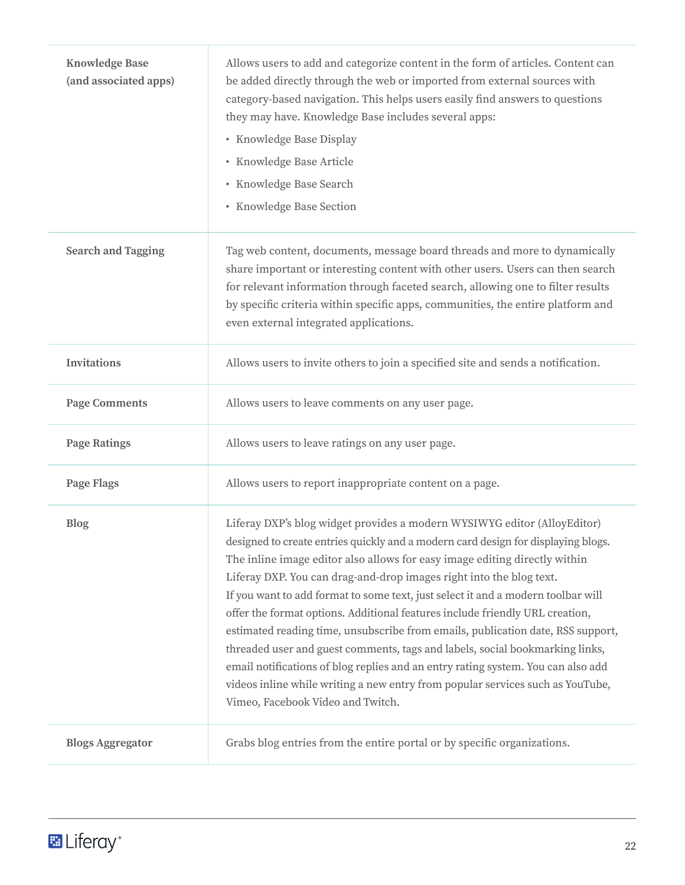| | |
|---|---|
| **Knowledge Base (and associated apps)** | Allows users to add and categorize content in the form of articles. Content can be added directly through the web or imported from external sources with category-based navigation. This helps users easily find answers to questions they may have. Knowledge Base includes several apps:<br>• Knowledge Base Display<br>• Knowledge Base Article<br>• Knowledge Base Search<br>• Knowledge Base Section |
| **Search and Tagging** | Tag web content, documents, message board threads and more to dynamically share important or interesting content with other users. Users can then search for relevant information through faceted search, allowing one to filter results by specific criteria within specific apps, communities, the entire platform and even external integrated applications. |
| **Invitations** | Allows users to invite others to join a specified site and sends a notification. |
| **Page Comments** | Allows users to leave comments on any user page. |
| **Page Ratings** | Allows users to leave ratings on any user page. |
| **Page Flags** | Allows users to report inappropriate content on a page. |
| **Blog** | Liferay DXP's blog widget provides a modern WYSIWYG editor (AlloyEditor) designed to create entries quickly and a modern card design for displaying blogs. The inline image editor also allows for easy image editing directly within Liferay DXP. You can drag-and-drop images right into the blog text. If you want to add format to some text, just select it and a modern toolbar will offer the format options. Additional features include friendly URL creation, estimated reading time, unsubscribe from emails, publication date, RSS support, threaded user and guest comments, tags and labels, social bookmarking links, email notifications of blog replies and an entry rating system. You can also add videos inline while writing a new entry from popular services such as YouTube, Vimeo, Facebook Video and Twitch. |
| **Blogs Aggregator** | Grabs blog entries from the entire portal or by specific organizations. |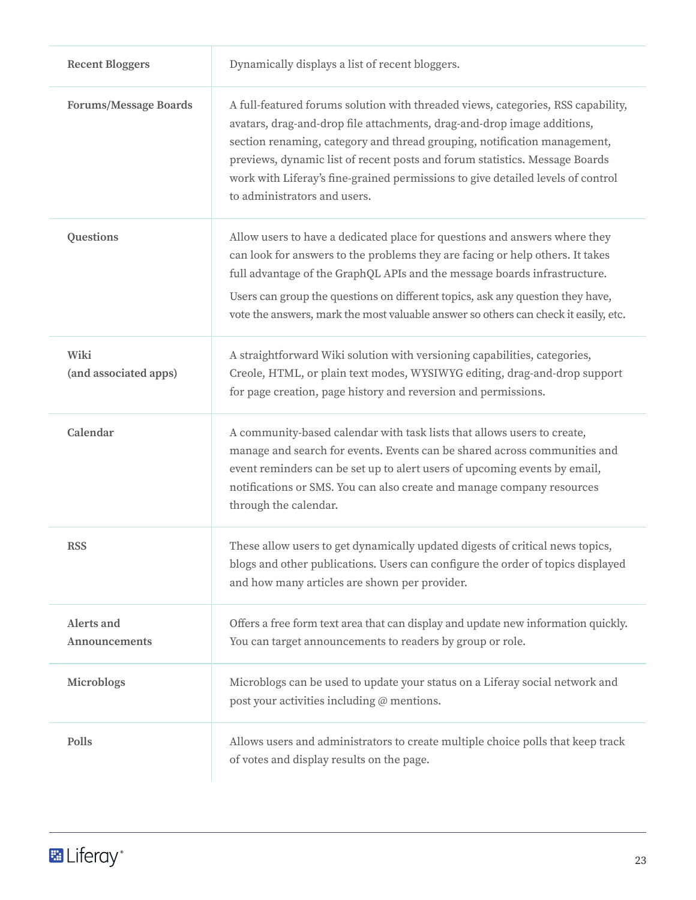| | |
|---|---|
| **Recent Bloggers** | Dynamically displays a list of recent bloggers. |
| **Forums/Message Boards** | A full-featured forums solution with threaded views, categories, RSS capability, avatars, drag-and-drop file attachments, drag-and-drop image additions, section renaming, category and thread grouping, notification management, previews, dynamic list of recent posts and forum statistics. Message Boards work with Liferay's fine-grained permissions to give detailed levels of control to administrators and users. |
| **Questions** | Allow users to have a dedicated place for questions and answers where they can look for answers to the problems they are facing or help others. It takes full advantage of the GraphQL APIs and the message boards infrastructure.<br>Users can group the questions on different topics, ask any question they have, vote the answers, mark the most valuable answer so others can check it easily, etc. |
| **Wiki (and associated apps)** | A straightforward Wiki solution with versioning capabilities, categories, Creole, HTML, or plain text modes, WYSIWYG editing, drag-and-drop support for page creation, page history and reversion and permissions. |
| **Calendar** | A community-based calendar with task lists that allows users to create, manage and search for events. Events can be shared across communities and event reminders can be set up to alert users of upcoming events by email, notifications or SMS. You can also create and manage company resources through the calendar. |
| **RSS** | These allow users to get dynamically updated digests of critical news topics, blogs and other publications. Users can configure the order of topics displayed and how many articles are shown per provider. |
| **Alerts and Announcements** | Offers a free form text area that can display and update new information quickly. You can target announcements to readers by group or role. |
| **Microblogs** | Microblogs can be used to update your status on a Liferay social network and post your activities including @ mentions. |
| **Polls** | Allows users and administrators to create multiple choice polls that keep track of votes and display results on the page. |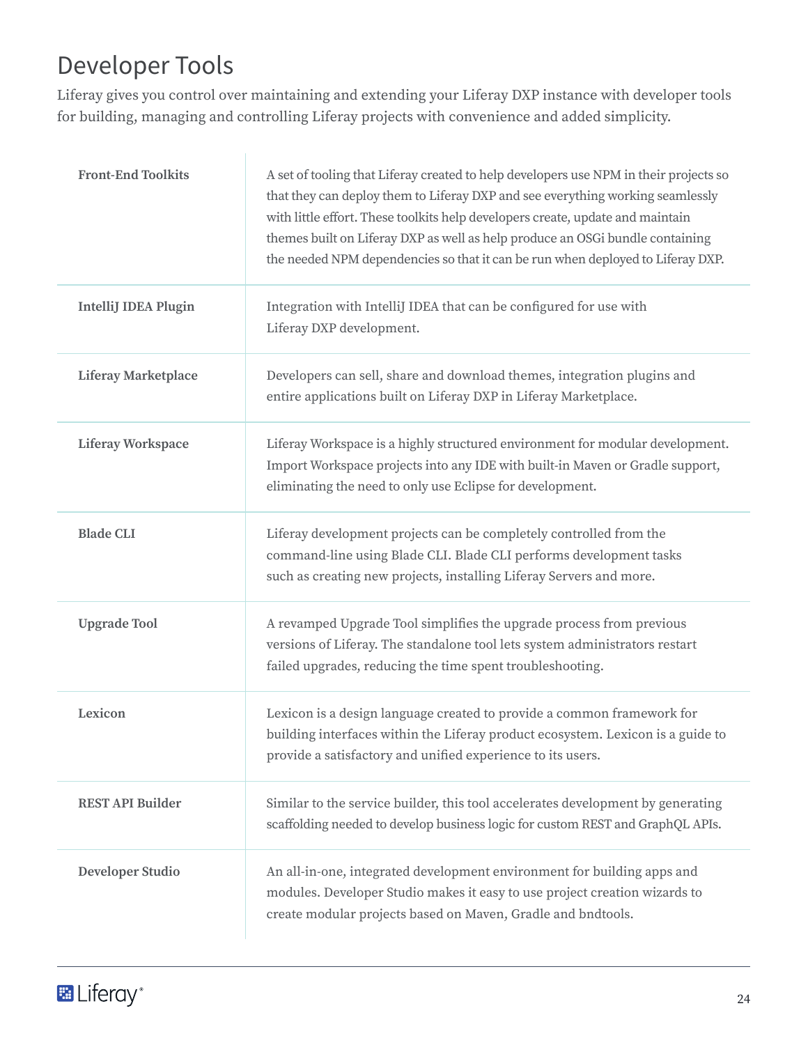# Developer Tools

Liferay gives you control over maintaining and extending your Liferay DXP instance with developer tools for building, managing and controlling Liferay projects with convenience and added simplicity.

| | |
|---|---|
| **Front-End Toolkits** | A set of tooling that Liferay created to help developers use NPM in their projects so that they can deploy them to Liferay DXP and see everything working seamlessly with little effort. These toolkits help developers create, update and maintain themes built on Liferay DXP as well as help produce an OSGi bundle containing the needed NPM dependencies so that it can be run when deployed to Liferay DXP. |
| **IntelliJ IDEA Plugin** | Integration with IntelliJ IDEA that can be configured for use with Liferay DXP development. |
| **Liferay Marketplace** | Developers can sell, share and download themes, integration plugins and entire applications built on Liferay DXP in Liferay Marketplace. |
| **Liferay Workspace** | Liferay Workspace is a highly structured environment for modular development. Import Workspace projects into any IDE with built-in Maven or Gradle support, eliminating the need to only use Eclipse for development. |
| **Blade CLI** | Liferay development projects can be completely controlled from the command-line using Blade CLI. Blade CLI performs development tasks such as creating new projects, installing Liferay Servers and more. |
| **Upgrade Tool** | A revamped Upgrade Tool simplifies the upgrade process from previous versions of Liferay. The standalone tool lets system administrators restart failed upgrades, reducing the time spent troubleshooting. |
| **Lexicon** | Lexicon is a design language created to provide a common framework for building interfaces within the Liferay product ecosystem. Lexicon is a guide to provide a satisfactory and unified experience to its users. |
| **REST API Builder** | Similar to the service builder, this tool accelerates development by generating scaffolding needed to develop business logic for custom REST and GraphQL APIs. |
| **Developer Studio** | An all-in-one, integrated development environment for building apps and modules. Developer Studio makes it easy to use project creation wizards to create modular projects based on Maven, Gradle and bndtools. |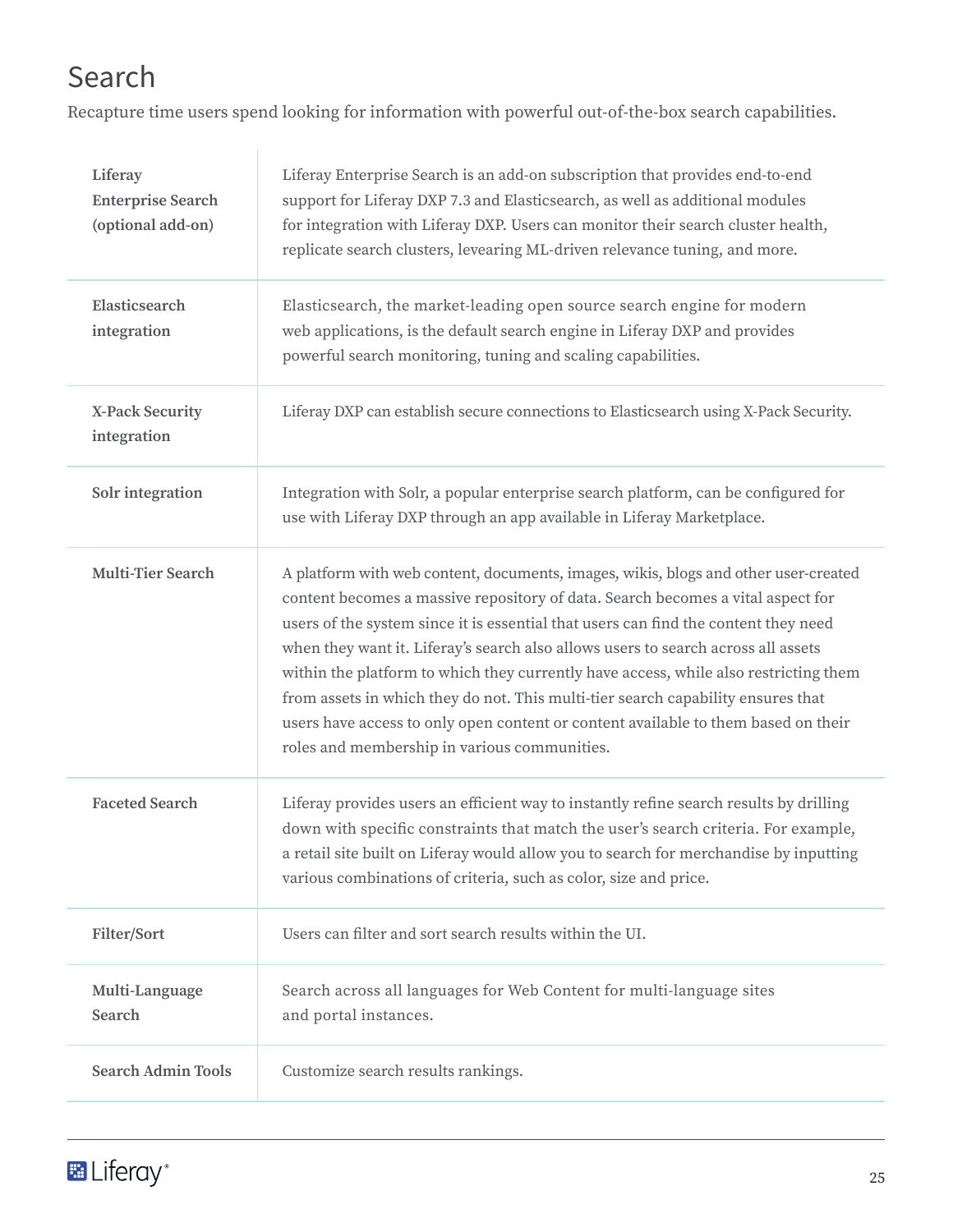# Search

Recapture time users spend looking for information with powerful out-of-the-box search capabilities.

| | |
|---|---|
| **Liferay Enterprise Search (optional add-on)** | Liferay Enterprise Search is an add-on subscription that provides end-to-end support for Liferay DXP 7.3 and Elasticsearch, as well as additional modules for integration with Liferay DXP. Users can monitor their search cluster health, replicate search clusters, levearing ML-driven relevance tuning, and more. |
| **Elasticsearch integration** | Elasticsearch, the market-leading open source search engine for modern web applications, is the default search engine in Liferay DXP and provides powerful search monitoring, tuning and scaling capabilities. |
| **X-Pack Security integration** | Liferay DXP can establish secure connections to Elasticsearch using X-Pack Security. |
| **Solr integration** | Integration with Solr, a popular enterprise search platform, can be configured for use with Liferay DXP through an app available in Liferay Marketplace. |
| **Multi-Tier Search** | A platform with web content, documents, images, wikis, blogs and other user-created content becomes a massive repository of data. Search becomes a vital aspect for users of the system since it is essential that users can find the content they need when they want it. Liferay's search also allows users to search across all assets within the platform to which they currently have access, while also restricting them from assets in which they do not. This multi-tier search capability ensures that users have access to only open content or content available to them based on their roles and membership in various communities. |
| **Faceted Search** | Liferay provides users an efficient way to instantly refine search results by drilling down with specific constraints that match the user's search criteria. For example, a retail site built on Liferay would allow you to search for merchandise by inputting various combinations of criteria, such as color, size and price. |
| **Filter/Sort** | Users can filter and sort search results within the UI. |
| **Multi-Language Search** | Search across all languages for Web Content for multi-language sites and portal instances. |
| **Search Admin Tools** | Customize search results rankings. |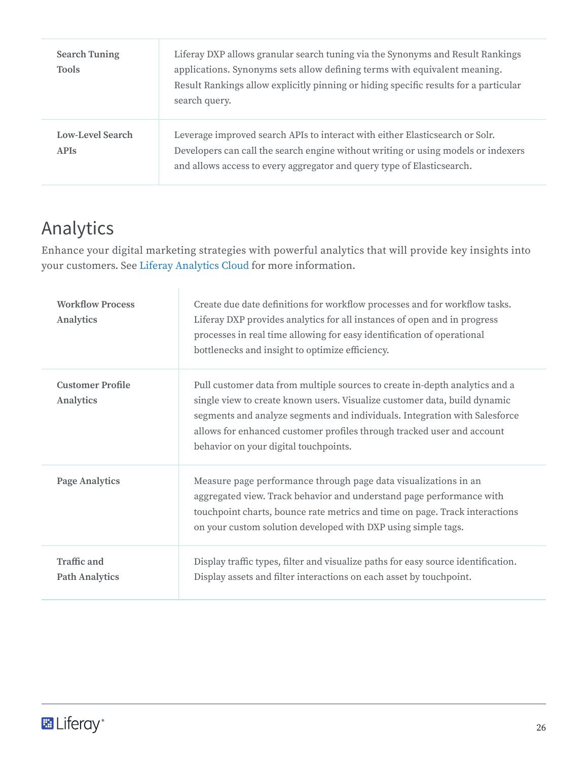| | |
|---|---|
| **Search Tuning Tools** | Liferay DXP allows granular search tuning via the Synonyms and Result Rankings applications. Synonyms sets allow defining terms with equivalent meaning. Result Rankings allow explicitly pinning or hiding specific results for a particular search query. |
| **Low-Level Search APIs** | Leverage improved search APIs to interact with either Elasticsearch or Solr. Developers can call the search engine without writing or using models or indexers and allows access to every aggregator and query type of Elasticsearch. |

## Analytics

Enhance your digital marketing strategies with powerful analytics that will provide key insights into your customers. See Liferay Analytics Cloud for more information.

| | |
|---|---|
| **Workflow Process Analytics** | Create due date definitions for workflow processes and for workflow tasks. Liferay DXP provides analytics for all instances of open and in progress processes in real time allowing for easy identification of operational bottlenecks and insight to optimize efficiency. |
| **Customer Profile Analytics** | Pull customer data from multiple sources to create in-depth analytics and a single view to create known users. Visualize customer data, build dynamic segments and analyze segments and individuals. Integration with Salesforce allows for enhanced customer profiles through tracked user and account behavior on your digital touchpoints. |
| **Page Analytics** | Measure page performance through page data visualizations in an aggregated view. Track behavior and understand page performance with touchpoint charts, bounce rate metrics and time on page. Track interactions on your custom solution developed with DXP using simple tags. |
| **Traffic and Path Analytics** | Display traffic types, filter and visualize paths for easy source identification. Display assets and filter interactions on each asset by touchpoint. |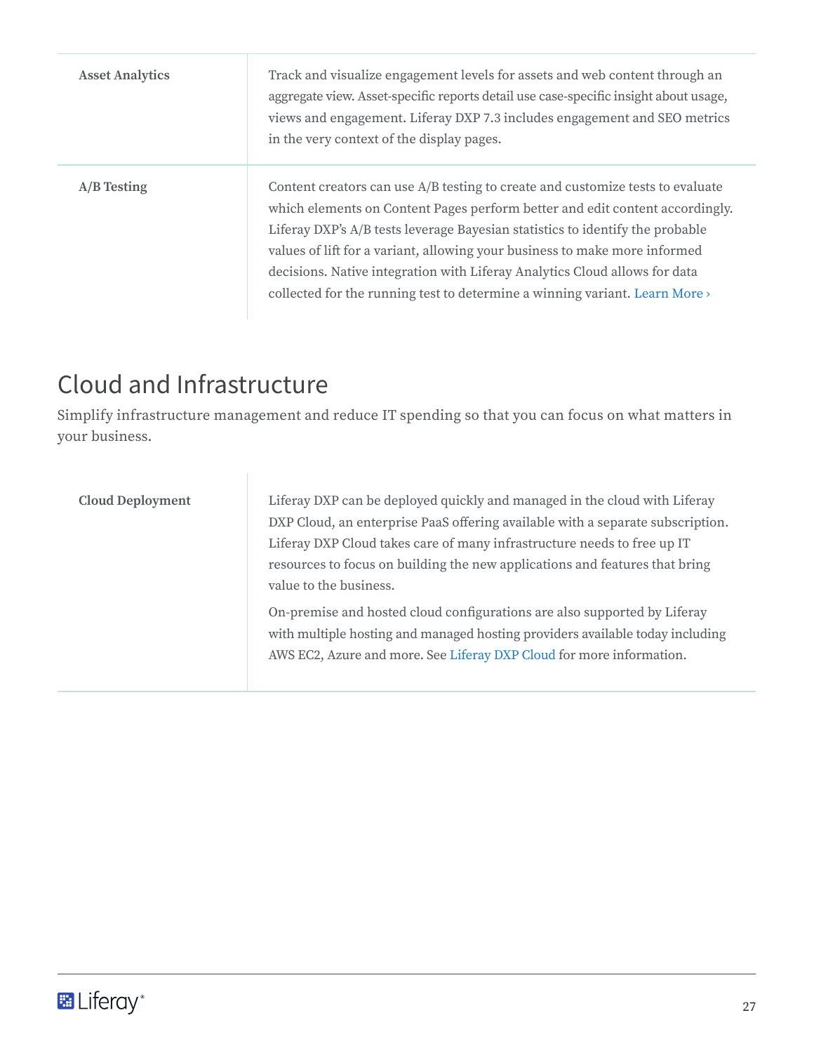| | |
|---|---|
| **Asset Analytics** | Track and visualize engagement levels for assets and web content through an aggregate view. Asset-specific reports detail use case-specific insight about usage, views and engagement. Liferay DXP 7.3 includes engagement and SEO metrics in the very context of the display pages. |
| **A/B Testing** | Content creators can use A/B testing to create and customize tests to evaluate which elements on Content Pages perform better and edit content accordingly. Liferay DXP's A/B tests leverage Bayesian statistics to identify the probable values of lift for a variant, allowing your business to make more informed decisions. Native integration with Liferay Analytics Cloud allows for data collected for the running test to determine a winning variant. Learn More › |

## Cloud and Infrastructure

Simplify infrastructure management and reduce IT spending so that you can focus on what matters in your business.

| | |
|---|---|
| **Cloud Deployment** | Liferay DXP can be deployed quickly and managed in the cloud with Liferay DXP Cloud, an enterprise PaaS offering available with a separate subscription. Liferay DXP Cloud takes care of many infrastructure needs to free up IT resources to focus on building the new applications and features that bring value to the business.<br><br>On-premise and hosted cloud configurations are also supported by Liferay with multiple hosting and managed hosting providers available today including AWS EC2, Azure and more. See Liferay DXP Cloud for more information. |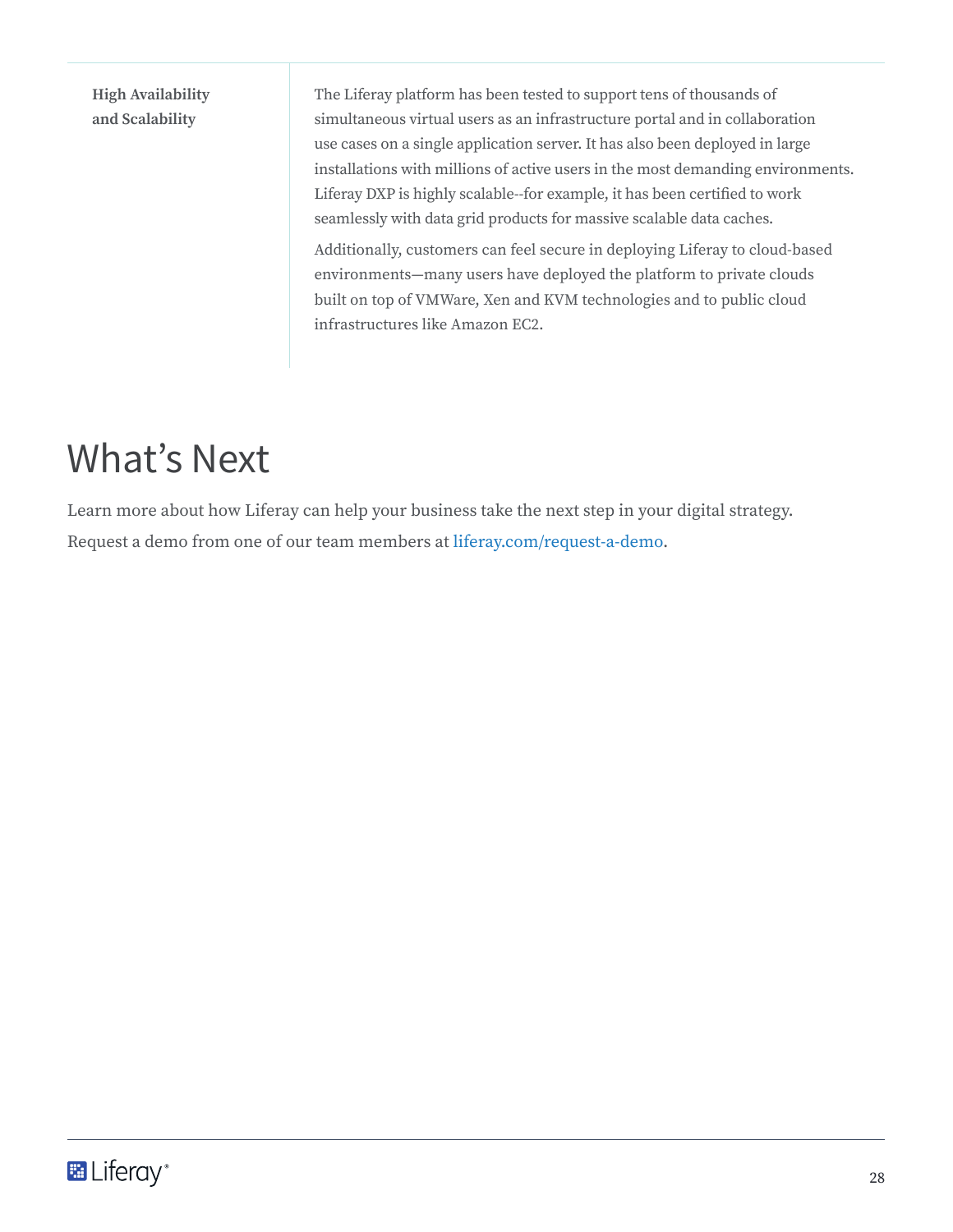| | |
|---|---|
| **High Availability and Scalability** | The Liferay platform has been tested to support tens of thousands of simultaneous virtual users as an infrastructure portal and in collaboration use cases on a single application server. It has also been deployed in large installations with millions of active users in the most demanding environments. Liferay DXP is highly scalable--for example, it has been certified to work seamlessly with data grid products for massive scalable data caches.<br><br>Additionally, customers can feel secure in deploying Liferay to cloud-based environments—many users have deployed the platform to private clouds built on top of VMWare, Xen and KVM technologies and to public cloud infrastructures like Amazon EC2. |

# What's Next

Learn more about how Liferay can help your business take the next step in your digital strategy.

Request a demo from one of our team members at liferay.com/request-a-demo.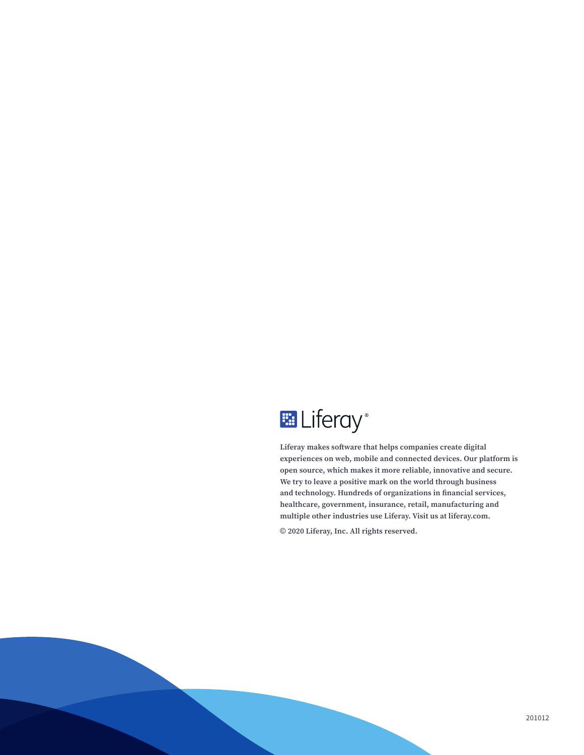Liferay®

**Liferay makes software that helps companies create digital experiences on web, mobile and connected devices. Our platform is open source, which makes it more reliable, innovative and secure. We try to leave a positive mark on the world through business and technology. Hundreds of organizations in financial services, healthcare, government, insurance, retail, manufacturing and multiple other industries use Liferay. Visit us at liferay.com.**

**© 2020 Liferay, Inc. All rights reserved.**

201012